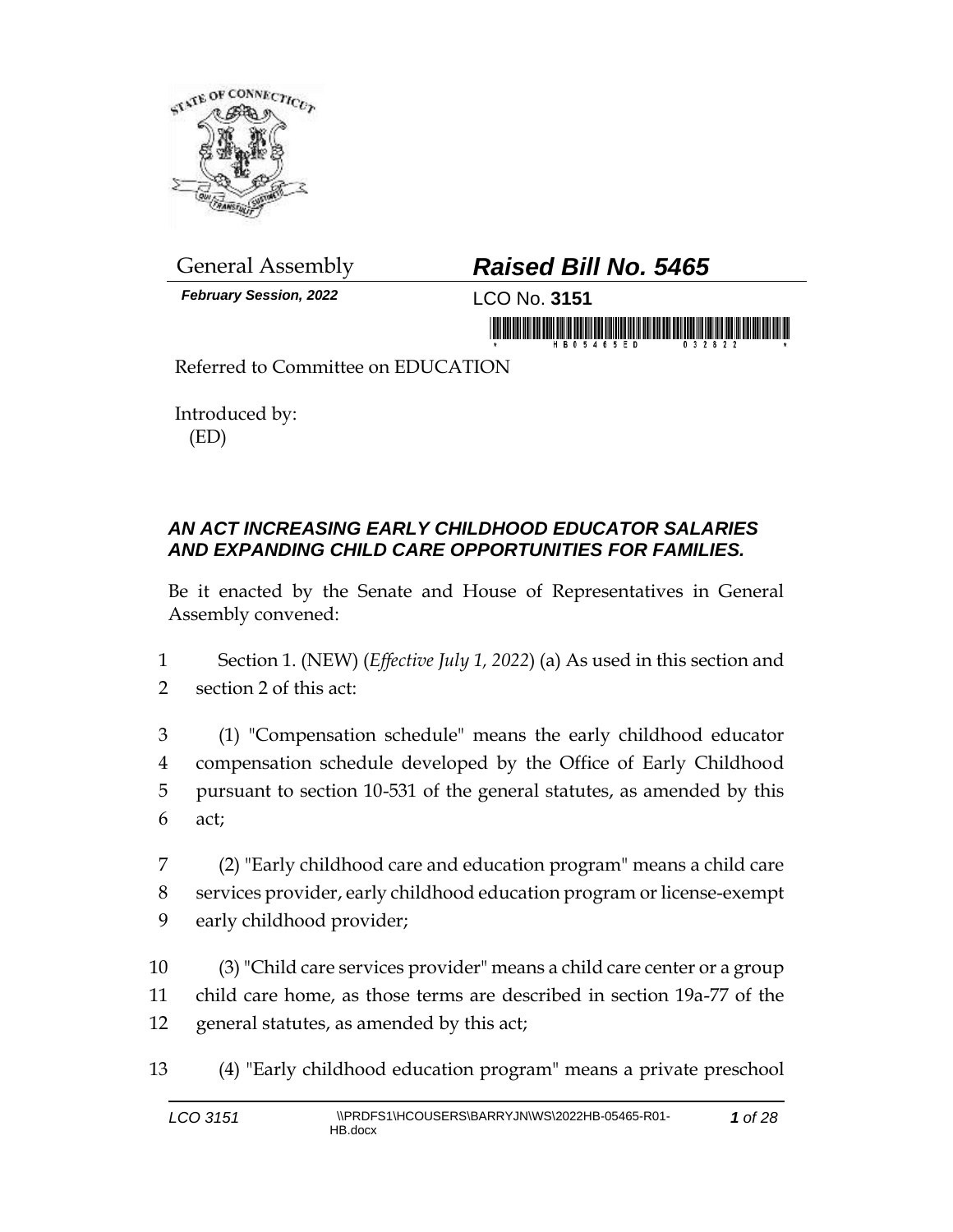General Assembly

**Raised Bill No. 5465**

*February Session, 2022*

LCO No. **3151**

Referred to Committee on EDUCATION

Introduced by:
(ED)

### *AN ACT INCREASING EARLY CHILDHOOD EDUCATOR SALARIES AND EXPANDING CHILD CARE OPPORTUNITIES FOR FAMILIES.*

Be it enacted by the Senate and House of Representatives in General Assembly convened:

Section 1. (NEW) (*Effective July 1, 2022*) (a) As used in this section and section 2 of this act:

(1) "Compensation schedule" means the early childhood educator compensation schedule developed by the Office of Early Childhood pursuant to section 10-531 of the general statutes, as amended by this act;

(2) "Early childhood care and education program" means a child care services provider, early childhood education program or license-exempt early childhood provider;

(3) "Child care services provider" means a child care center or a group child care home, as those terms are described in section 19a-77 of the general statutes, as amended by this act;

(4) "Early childhood education program" means a private preschool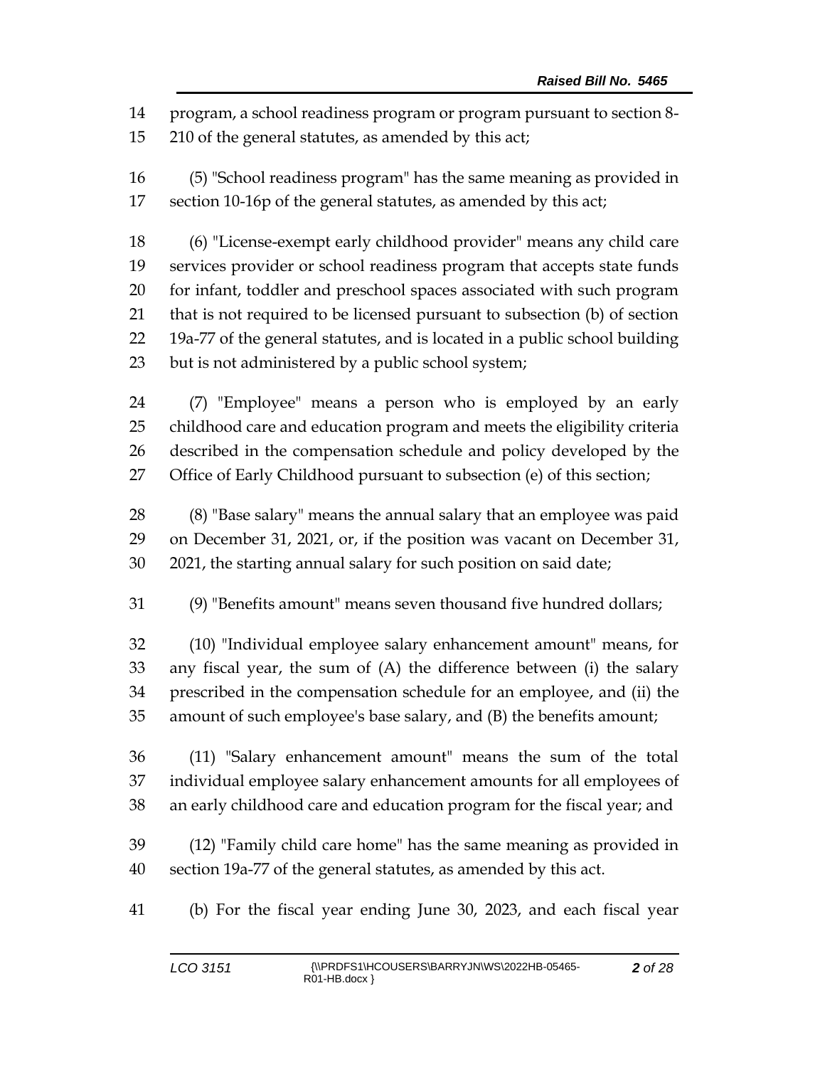program, a school readiness program or program pursuant to section 8-210 of the general statutes, as amended by this act;

(5) "School readiness program" has the same meaning as provided in section 10-16p of the general statutes, as amended by this act;

(6) "License-exempt early childhood provider" means any child care services provider or school readiness program that accepts state funds for infant, toddler and preschool spaces associated with such program that is not required to be licensed pursuant to subsection (b) of section 19a-77 of the general statutes, and is located in a public school building but is not administered by a public school system;

(7) "Employee" means a person who is employed by an early childhood care and education program and meets the eligibility criteria described in the compensation schedule and policy developed by the Office of Early Childhood pursuant to subsection (e) of this section;

(8) "Base salary" means the annual salary that an employee was paid on December 31, 2021, or, if the position was vacant on December 31, 2021, the starting annual salary for such position on said date;

(9) "Benefits amount" means seven thousand five hundred dollars;

(10) "Individual employee salary enhancement amount" means, for any fiscal year, the sum of (A) the difference between (i) the salary prescribed in the compensation schedule for an employee, and (ii) the amount of such employee's base salary, and (B) the benefits amount;

(11) "Salary enhancement amount" means the sum of the total individual employee salary enhancement amounts for all employees of an early childhood care and education program for the fiscal year; and

(12) "Family child care home" has the same meaning as provided in section 19a-77 of the general statutes, as amended by this act.

(b) For the fiscal year ending June 30, 2023, and each fiscal year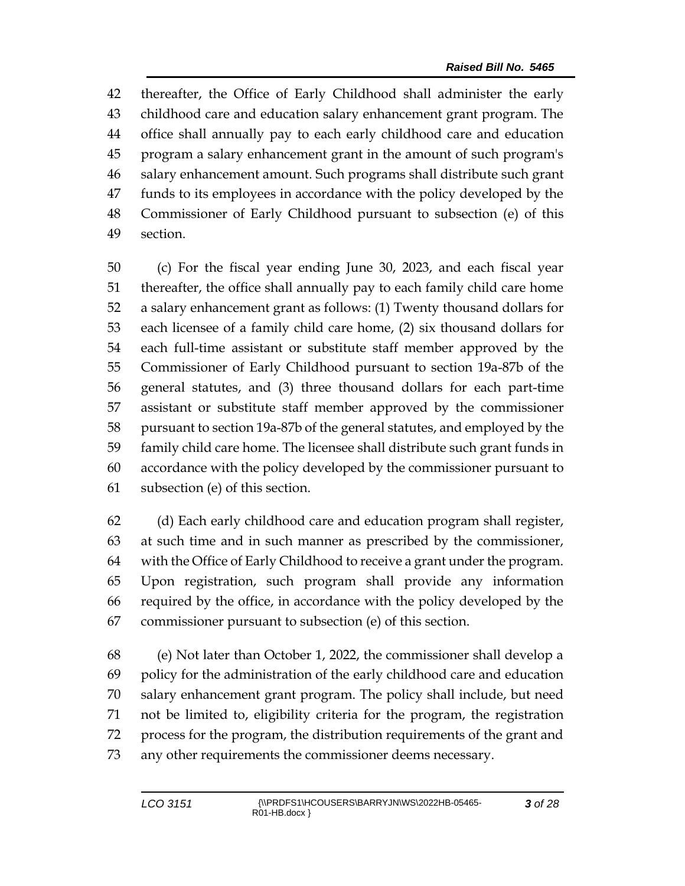thereafter, the Office of Early Childhood shall administer the early childhood care and education salary enhancement grant program. The office shall annually pay to each early childhood care and education program a salary enhancement grant in the amount of such program's salary enhancement amount. Such programs shall distribute such grant funds to its employees in accordance with the policy developed by the Commissioner of Early Childhood pursuant to subsection (e) of this section.

(c) For the fiscal year ending June 30, 2023, and each fiscal year thereafter, the office shall annually pay to each family child care home a salary enhancement grant as follows: (1) Twenty thousand dollars for each licensee of a family child care home, (2) six thousand dollars for each full-time assistant or substitute staff member approved by the Commissioner of Early Childhood pursuant to section 19a-87b of the general statutes, and (3) three thousand dollars for each part-time assistant or substitute staff member approved by the commissioner pursuant to section 19a-87b of the general statutes, and employed by the family child care home. The licensee shall distribute such grant funds in accordance with the policy developed by the commissioner pursuant to subsection (e) of this section.

(d) Each early childhood care and education program shall register, at such time and in such manner as prescribed by the commissioner, with the Office of Early Childhood to receive a grant under the program. Upon registration, such program shall provide any information required by the office, in accordance with the policy developed by the commissioner pursuant to subsection (e) of this section.

(e) Not later than October 1, 2022, the commissioner shall develop a policy for the administration of the early childhood care and education salary enhancement grant program. The policy shall include, but need not be limited to, eligibility criteria for the program, the registration process for the program, the distribution requirements of the grant and any other requirements the commissioner deems necessary.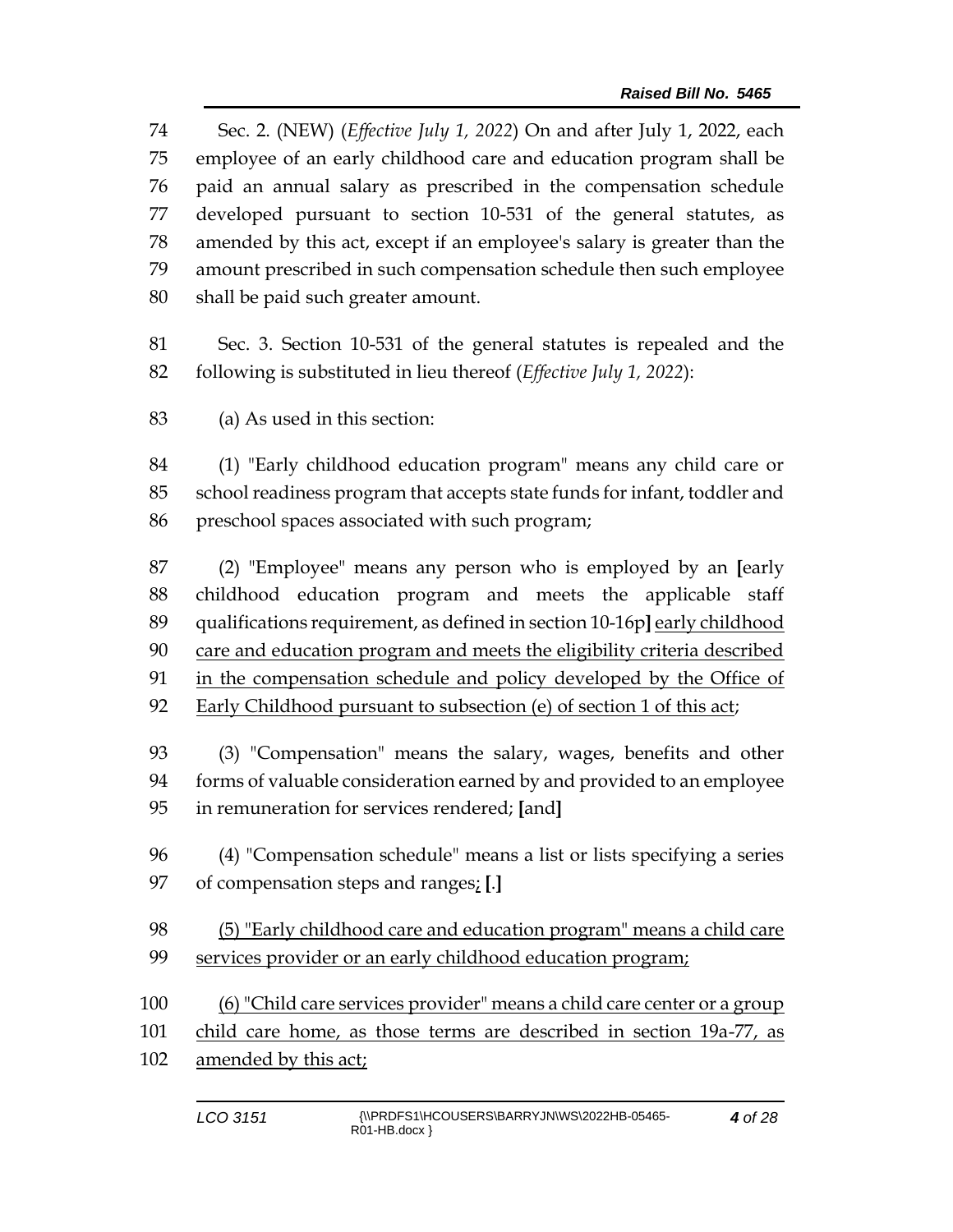Sec. 2. (NEW) (*Effective July 1, 2022*) On and after July 1, 2022, each employee of an early childhood care and education program shall be paid an annual salary as prescribed in the compensation schedule developed pursuant to section 10-531 of the general statutes, as amended by this act, except if an employee's salary is greater than the amount prescribed in such compensation schedule then such employee shall be paid such greater amount.

Sec. 3. Section 10-531 of the general statutes is repealed and the following is substituted in lieu thereof (*Effective July 1, 2022*):

(a) As used in this section:

(1) "Early childhood education program" means any child care or school readiness program that accepts state funds for infant, toddler and preschool spaces associated with such program;

(2) "Employee" means any person who is employed by an **[**early childhood education program and meets the applicable staff qualifications requirement, as defined in section 10-16p**]** <u>early childhood care and education program and meets the eligibility criteria described in the compensation schedule and policy developed by the Office of Early Childhood pursuant to subsection (e) of section 1 of this act</u>;

(3) "Compensation" means the salary, wages, benefits and other forms of valuable consideration earned by and provided to an employee in remuneration for services rendered; **[**and**]**

(4) "Compensation schedule" means a list or lists specifying a series of compensation steps and ranges<u>;</u> **[**.**]**

<u>(5) "Early childhood care and education program" means a child care services provider or an early childhood education program;</u>

<u>(6) "Child care services provider" means a child care center or a group child care home, as those terms are described in section 19a-77, as amended by this act;</u>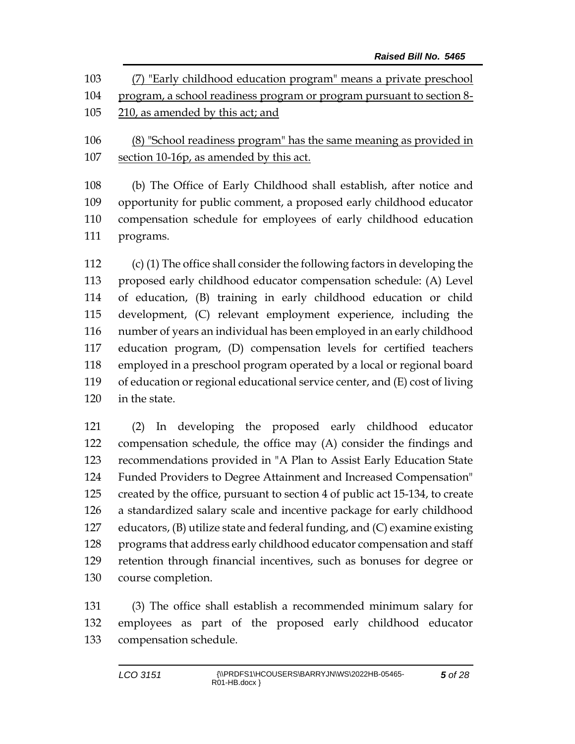(7) "Early childhood education program" means a private preschool program, a school readiness program or program pursuant to section 8-210, as amended by this act; and

(8) "School readiness program" has the same meaning as provided in section 10-16p, as amended by this act.

(b) The Office of Early Childhood shall establish, after notice and opportunity for public comment, a proposed early childhood educator compensation schedule for employees of early childhood education programs.

(c) (1) The office shall consider the following factors in developing the proposed early childhood educator compensation schedule: (A) Level of education, (B) training in early childhood education or child development, (C) relevant employment experience, including the number of years an individual has been employed in an early childhood education program, (D) compensation levels for certified teachers employed in a preschool program operated by a local or regional board of education or regional educational service center, and (E) cost of living in the state.

(2) In developing the proposed early childhood educator compensation schedule, the office may (A) consider the findings and recommendations provided in "A Plan to Assist Early Education State Funded Providers to Degree Attainment and Increased Compensation" created by the office, pursuant to section 4 of public act 15-134, to create a standardized salary scale and incentive package for early childhood educators, (B) utilize state and federal funding, and (C) examine existing programs that address early childhood educator compensation and staff retention through financial incentives, such as bonuses for degree or course completion.

(3) The office shall establish a recommended minimum salary for employees as part of the proposed early childhood educator compensation schedule.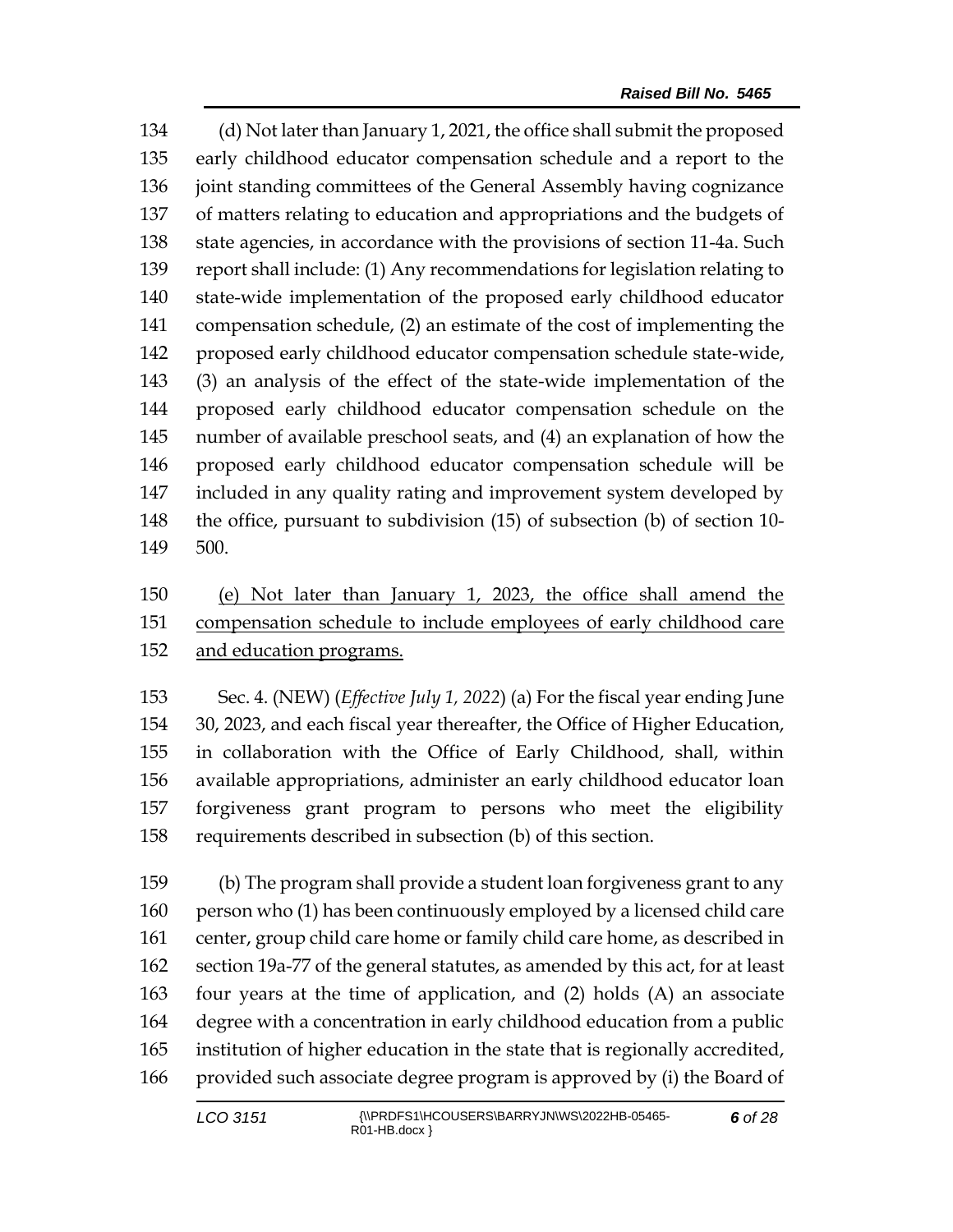(d) Not later than January 1, 2021, the office shall submit the proposed early childhood educator compensation schedule and a report to the joint standing committees of the General Assembly having cognizance of matters relating to education and appropriations and the budgets of state agencies, in accordance with the provisions of section 11-4a. Such report shall include: (1) Any recommendations for legislation relating to state-wide implementation of the proposed early childhood educator compensation schedule, (2) an estimate of the cost of implementing the proposed early childhood educator compensation schedule state-wide, (3) an analysis of the effect of the state-wide implementation of the proposed early childhood educator compensation schedule on the number of available preschool seats, and (4) an explanation of how the proposed early childhood educator compensation schedule will be included in any quality rating and improvement system developed by the office, pursuant to subdivision (15) of subsection (b) of section 10-500.

<u>(e) Not later than January 1, 2023, the office shall amend the compensation schedule to include employees of early childhood care and education programs.</u>

Sec. 4. (NEW) (*Effective July 1, 2022*) (a) For the fiscal year ending June 30, 2023, and each fiscal year thereafter, the Office of Higher Education, in collaboration with the Office of Early Childhood, shall, within available appropriations, administer an early childhood educator loan forgiveness grant program to persons who meet the eligibility requirements described in subsection (b) of this section.

(b) The program shall provide a student loan forgiveness grant to any person who (1) has been continuously employed by a licensed child care center, group child care home or family child care home, as described in section 19a-77 of the general statutes, as amended by this act, for at least four years at the time of application, and (2) holds (A) an associate degree with a concentration in early childhood education from a public institution of higher education in the state that is regionally accredited, provided such associate degree program is approved by (i) the Board of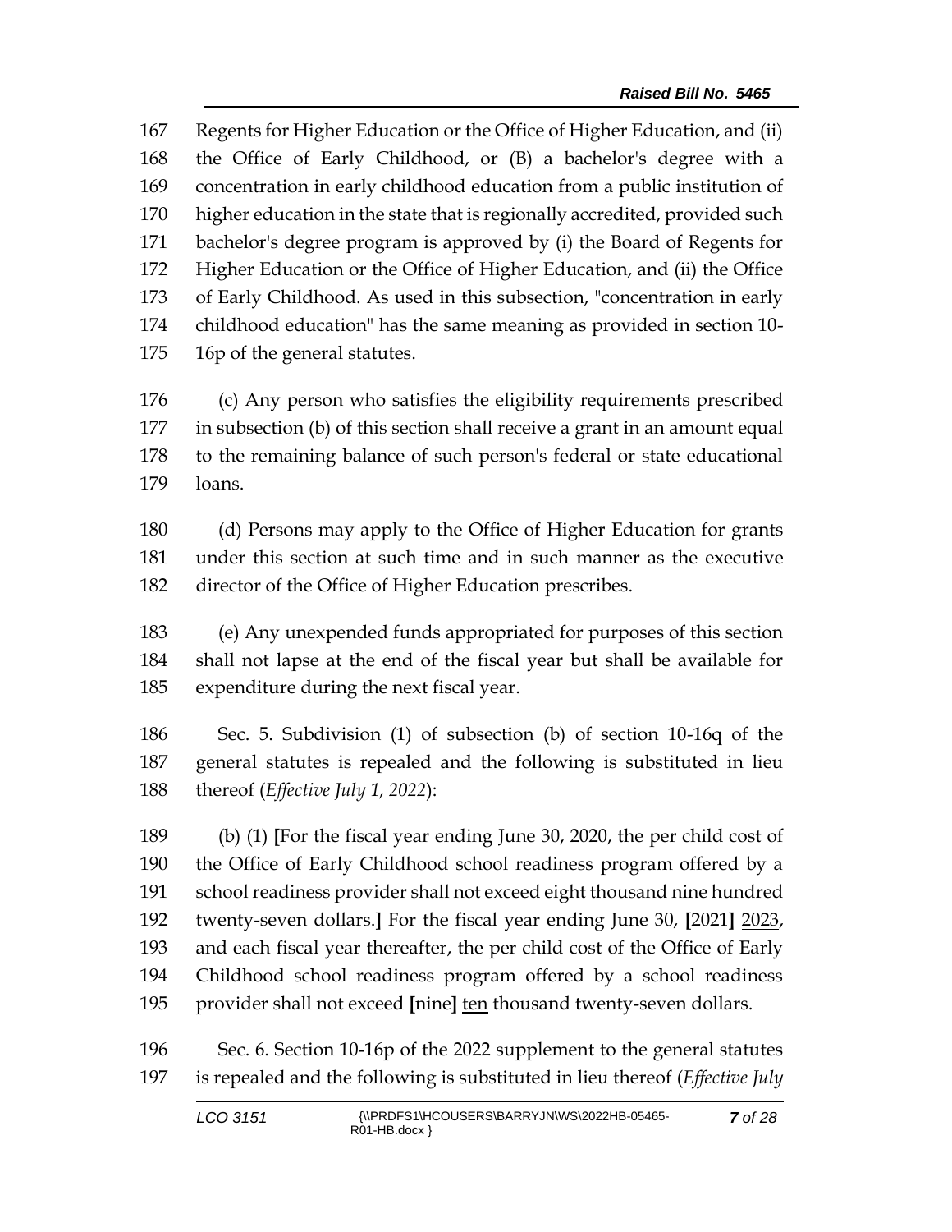Regents for Higher Education or the Office of Higher Education, and (ii) the Office of Early Childhood, or (B) a bachelor's degree with a concentration in early childhood education from a public institution of higher education in the state that is regionally accredited, provided such bachelor's degree program is approved by (i) the Board of Regents for Higher Education or the Office of Higher Education, and (ii) the Office of Early Childhood. As used in this subsection, "concentration in early childhood education" has the same meaning as provided in section 10-16p of the general statutes.

(c) Any person who satisfies the eligibility requirements prescribed in subsection (b) of this section shall receive a grant in an amount equal to the remaining balance of such person's federal or state educational loans.

(d) Persons may apply to the Office of Higher Education for grants under this section at such time and in such manner as the executive director of the Office of Higher Education prescribes.

(e) Any unexpended funds appropriated for purposes of this section shall not lapse at the end of the fiscal year but shall be available for expenditure during the next fiscal year.

Sec. 5. Subdivision (1) of subsection (b) of section 10-16q of the general statutes is repealed and the following is substituted in lieu thereof (*Effective July 1, 2022*):

(b) (1) **[**For the fiscal year ending June 30, 2020, the per child cost of the Office of Early Childhood school readiness program offered by a school readiness provider shall not exceed eight thousand nine hundred twenty-seven dollars.**]** For the fiscal year ending June 30, **[**2021**]** <u>2023</u>, and each fiscal year thereafter, the per child cost of the Office of Early Childhood school readiness program offered by a school readiness provider shall not exceed **[**nine**]** <u>ten</u> thousand twenty-seven dollars.

Sec. 6. Section 10-16p of the 2022 supplement to the general statutes is repealed and the following is substituted in lieu thereof (*Effective July*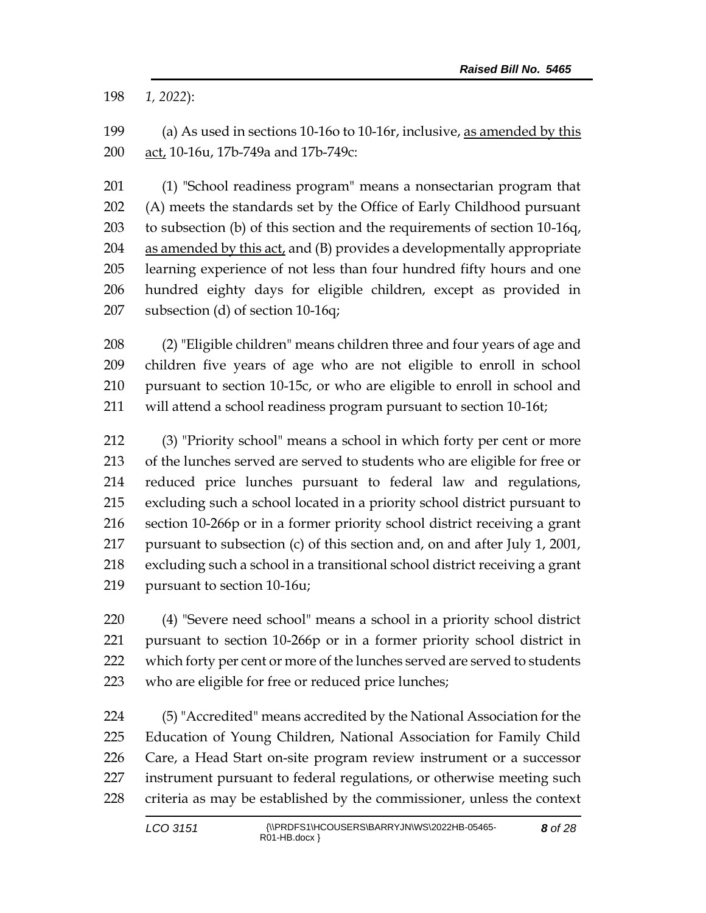*1, 2022*):

(a) As used in sections 10-16o to 10-16r, inclusive, <u>as amended by this act,</u> 10-16u, 17b-749a and 17b-749c:

(1) "School readiness program" means a nonsectarian program that (A) meets the standards set by the Office of Early Childhood pursuant to subsection (b) of this section and the requirements of section 10-16q, <u>as amended by this act,</u> and (B) provides a developmentally appropriate learning experience of not less than four hundred fifty hours and one hundred eighty days for eligible children, except as provided in subsection (d) of section 10-16q;

(2) "Eligible children" means children three and four years of age and children five years of age who are not eligible to enroll in school pursuant to section 10-15c, or who are eligible to enroll in school and will attend a school readiness program pursuant to section 10-16t;

(3) "Priority school" means a school in which forty per cent or more of the lunches served are served to students who are eligible for free or reduced price lunches pursuant to federal law and regulations, excluding such a school located in a priority school district pursuant to section 10-266p or in a former priority school district receiving a grant pursuant to subsection (c) of this section and, on and after July 1, 2001, excluding such a school in a transitional school district receiving a grant pursuant to section 10-16u;

(4) "Severe need school" means a school in a priority school district pursuant to section 10-266p or in a former priority school district in which forty per cent or more of the lunches served are served to students who are eligible for free or reduced price lunches;

(5) "Accredited" means accredited by the National Association for the Education of Young Children, National Association for Family Child Care, a Head Start on-site program review instrument or a successor instrument pursuant to federal regulations, or otherwise meeting such criteria as may be established by the commissioner, unless the context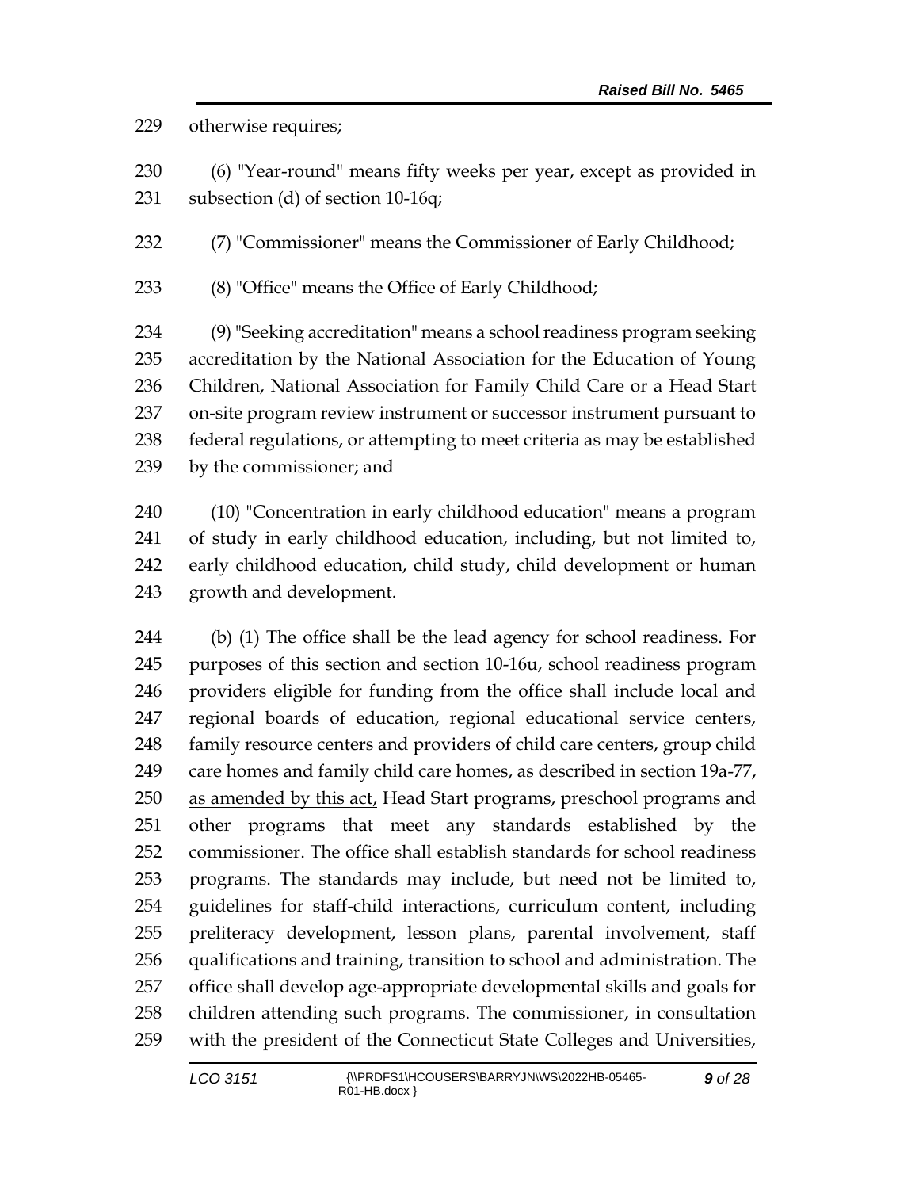otherwise requires;

(6) "Year-round" means fifty weeks per year, except as provided in subsection (d) of section 10-16q;

(7) "Commissioner" means the Commissioner of Early Childhood;

(8) "Office" means the Office of Early Childhood;

(9) "Seeking accreditation" means a school readiness program seeking accreditation by the National Association for the Education of Young Children, National Association for Family Child Care or a Head Start on-site program review instrument or successor instrument pursuant to federal regulations, or attempting to meet criteria as may be established by the commissioner; and

(10) "Concentration in early childhood education" means a program of study in early childhood education, including, but not limited to, early childhood education, child study, child development or human growth and development.

(b) (1) The office shall be the lead agency for school readiness. For purposes of this section and section 10-16u, school readiness program providers eligible for funding from the office shall include local and regional boards of education, regional educational service centers, family resource centers and providers of child care centers, group child care homes and family child care homes, as described in section 19a-77, <u>as amended by this act,</u> Head Start programs, preschool programs and other programs that meet any standards established by the commissioner. The office shall establish standards for school readiness programs. The standards may include, but need not be limited to, guidelines for staff-child interactions, curriculum content, including preliteracy development, lesson plans, parental involvement, staff qualifications and training, transition to school and administration. The office shall develop age-appropriate developmental skills and goals for children attending such programs. The commissioner, in consultation with the president of the Connecticut State Colleges and Universities,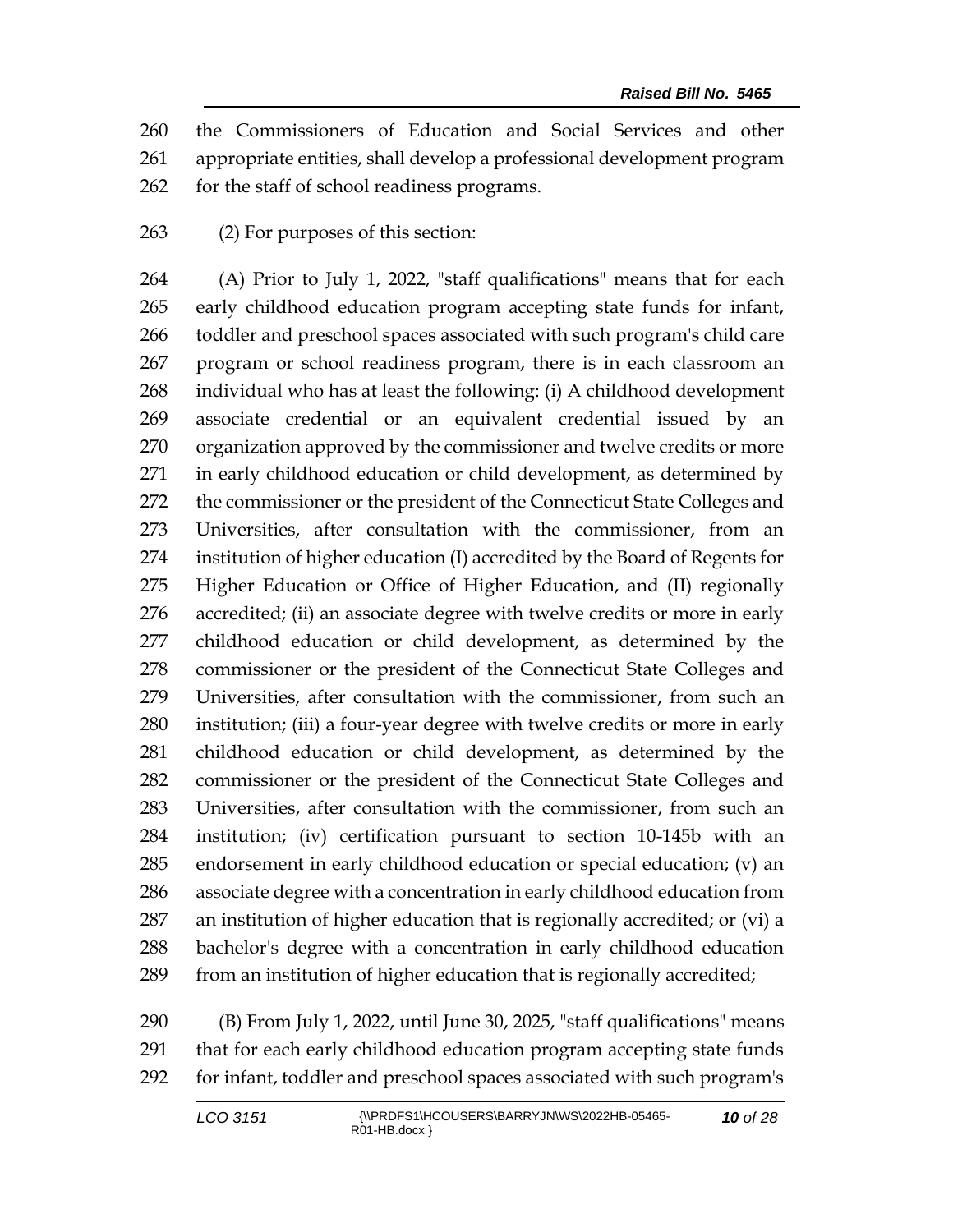the Commissioners of Education and Social Services and other appropriate entities, shall develop a professional development program for the staff of school readiness programs.

(2) For purposes of this section:

(A) Prior to July 1, 2022, "staff qualifications" means that for each early childhood education program accepting state funds for infant, toddler and preschool spaces associated with such program's child care program or school readiness program, there is in each classroom an individual who has at least the following: (i) A childhood development associate credential or an equivalent credential issued by an organization approved by the commissioner and twelve credits or more in early childhood education or child development, as determined by the commissioner or the president of the Connecticut State Colleges and Universities, after consultation with the commissioner, from an institution of higher education (I) accredited by the Board of Regents for Higher Education or Office of Higher Education, and (II) regionally accredited; (ii) an associate degree with twelve credits or more in early childhood education or child development, as determined by the commissioner or the president of the Connecticut State Colleges and Universities, after consultation with the commissioner, from such an institution; (iii) a four-year degree with twelve credits or more in early childhood education or child development, as determined by the commissioner or the president of the Connecticut State Colleges and Universities, after consultation with the commissioner, from such an institution; (iv) certification pursuant to section 10-145b with an endorsement in early childhood education or special education; (v) an associate degree with a concentration in early childhood education from an institution of higher education that is regionally accredited; or (vi) a bachelor's degree with a concentration in early childhood education from an institution of higher education that is regionally accredited;

(B) From July 1, 2022, until June 30, 2025, "staff qualifications" means that for each early childhood education program accepting state funds for infant, toddler and preschool spaces associated with such program's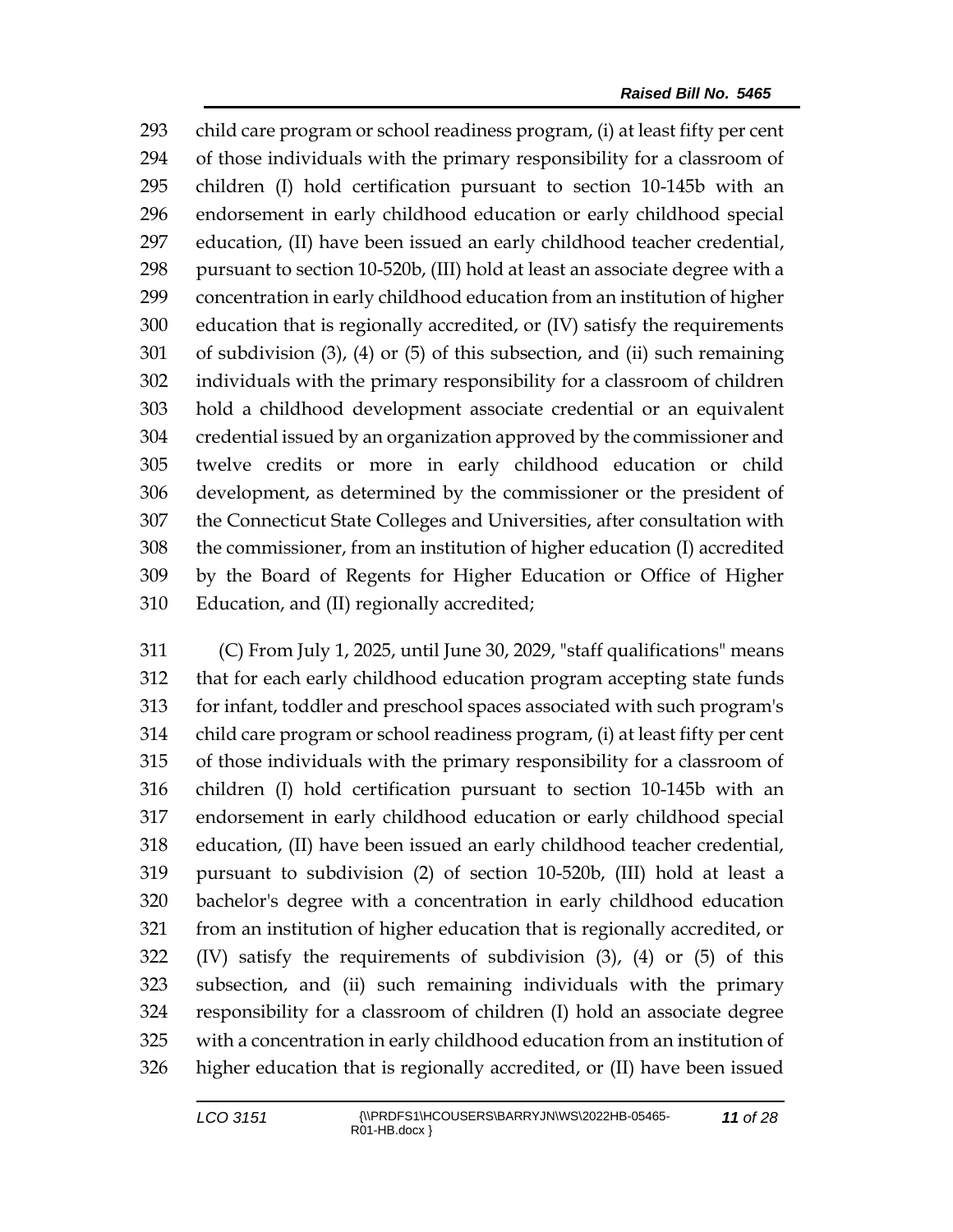child care program or school readiness program, (i) at least fifty per cent of those individuals with the primary responsibility for a classroom of children (I) hold certification pursuant to section 10-145b with an endorsement in early childhood education or early childhood special education, (II) have been issued an early childhood teacher credential, pursuant to section 10-520b, (III) hold at least an associate degree with a concentration in early childhood education from an institution of higher education that is regionally accredited, or (IV) satisfy the requirements of subdivision (3), (4) or (5) of this subsection, and (ii) such remaining individuals with the primary responsibility for a classroom of children hold a childhood development associate credential or an equivalent credential issued by an organization approved by the commissioner and twelve credits or more in early childhood education or child development, as determined by the commissioner or the president of the Connecticut State Colleges and Universities, after consultation with the commissioner, from an institution of higher education (I) accredited by the Board of Regents for Higher Education or Office of Higher Education, and (II) regionally accredited;

(C) From July 1, 2025, until June 30, 2029, "staff qualifications" means that for each early childhood education program accepting state funds for infant, toddler and preschool spaces associated with such program's child care program or school readiness program, (i) at least fifty per cent of those individuals with the primary responsibility for a classroom of children (I) hold certification pursuant to section 10-145b with an endorsement in early childhood education or early childhood special education, (II) have been issued an early childhood teacher credential, pursuant to subdivision (2) of section 10-520b, (III) hold at least a bachelor's degree with a concentration in early childhood education from an institution of higher education that is regionally accredited, or (IV) satisfy the requirements of subdivision (3), (4) or (5) of this subsection, and (ii) such remaining individuals with the primary responsibility for a classroom of children (I) hold an associate degree with a concentration in early childhood education from an institution of higher education that is regionally accredited, or (II) have been issued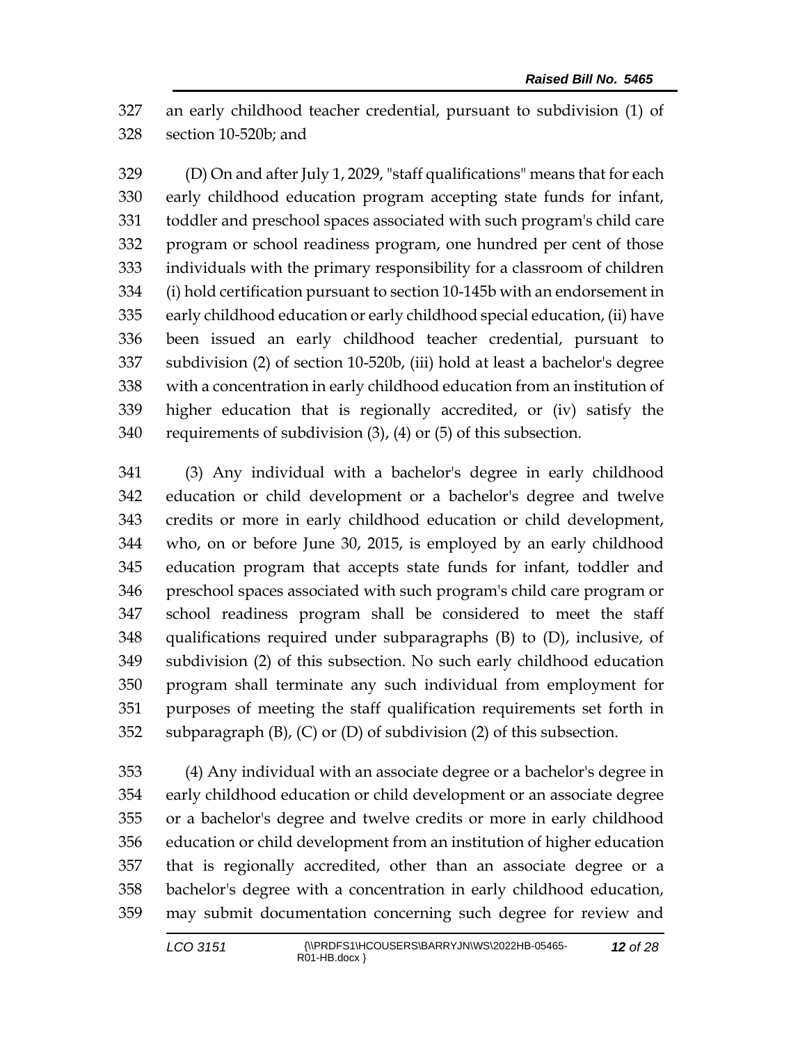an early childhood teacher credential, pursuant to subdivision (1) of section 10-520b; and

(D) On and after July 1, 2029, "staff qualifications" means that for each early childhood education program accepting state funds for infant, toddler and preschool spaces associated with such program's child care program or school readiness program, one hundred per cent of those individuals with the primary responsibility for a classroom of children (i) hold certification pursuant to section 10-145b with an endorsement in early childhood education or early childhood special education, (ii) have been issued an early childhood teacher credential, pursuant to subdivision (2) of section 10-520b, (iii) hold at least a bachelor's degree with a concentration in early childhood education from an institution of higher education that is regionally accredited, or (iv) satisfy the requirements of subdivision (3), (4) or (5) of this subsection.

(3) Any individual with a bachelor's degree in early childhood education or child development or a bachelor's degree and twelve credits or more in early childhood education or child development, who, on or before June 30, 2015, is employed by an early childhood education program that accepts state funds for infant, toddler and preschool spaces associated with such program's child care program or school readiness program shall be considered to meet the staff qualifications required under subparagraphs (B) to (D), inclusive, of subdivision (2) of this subsection. No such early childhood education program shall terminate any such individual from employment for purposes of meeting the staff qualification requirements set forth in subparagraph (B), (C) or (D) of subdivision (2) of this subsection.

(4) Any individual with an associate degree or a bachelor's degree in early childhood education or child development or an associate degree or a bachelor's degree and twelve credits or more in early childhood education or child development from an institution of higher education that is regionally accredited, other than an associate degree or a bachelor's degree with a concentration in early childhood education, may submit documentation concerning such degree for review and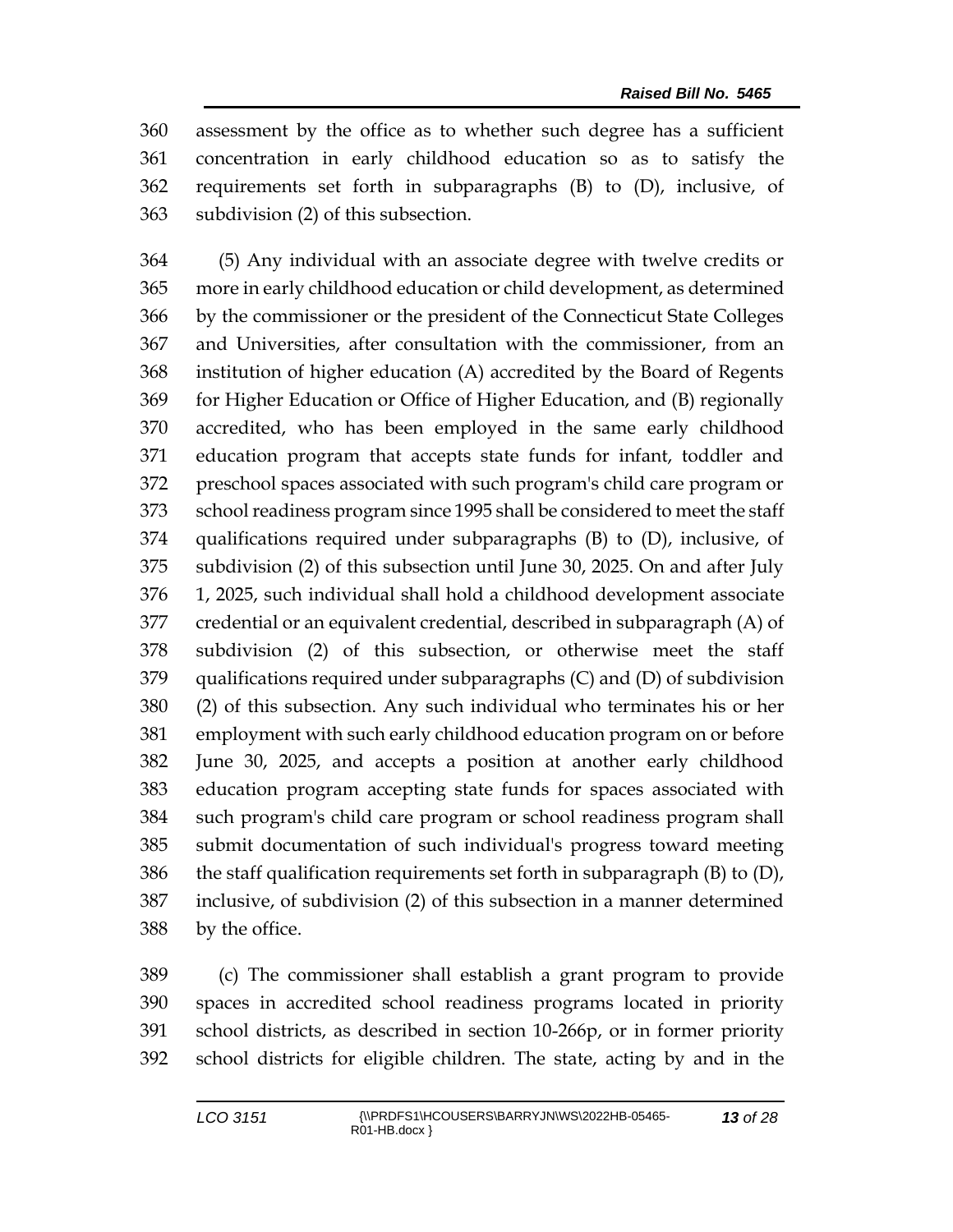assessment by the office as to whether such degree has a sufficient concentration in early childhood education so as to satisfy the requirements set forth in subparagraphs (B) to (D), inclusive, of subdivision (2) of this subsection.

(5) Any individual with an associate degree with twelve credits or more in early childhood education or child development, as determined by the commissioner or the president of the Connecticut State Colleges and Universities, after consultation with the commissioner, from an institution of higher education (A) accredited by the Board of Regents for Higher Education or Office of Higher Education, and (B) regionally accredited, who has been employed in the same early childhood education program that accepts state funds for infant, toddler and preschool spaces associated with such program's child care program or school readiness program since 1995 shall be considered to meet the staff qualifications required under subparagraphs (B) to (D), inclusive, of subdivision (2) of this subsection until June 30, 2025. On and after July 1, 2025, such individual shall hold a childhood development associate credential or an equivalent credential, described in subparagraph (A) of subdivision (2) of this subsection, or otherwise meet the staff qualifications required under subparagraphs (C) and (D) of subdivision (2) of this subsection. Any such individual who terminates his or her employment with such early childhood education program on or before June 30, 2025, and accepts a position at another early childhood education program accepting state funds for spaces associated with such program's child care program or school readiness program shall submit documentation of such individual's progress toward meeting the staff qualification requirements set forth in subparagraph (B) to (D), inclusive, of subdivision (2) of this subsection in a manner determined by the office.

(c) The commissioner shall establish a grant program to provide spaces in accredited school readiness programs located in priority school districts, as described in section 10-266p, or in former priority school districts for eligible children. The state, acting by and in the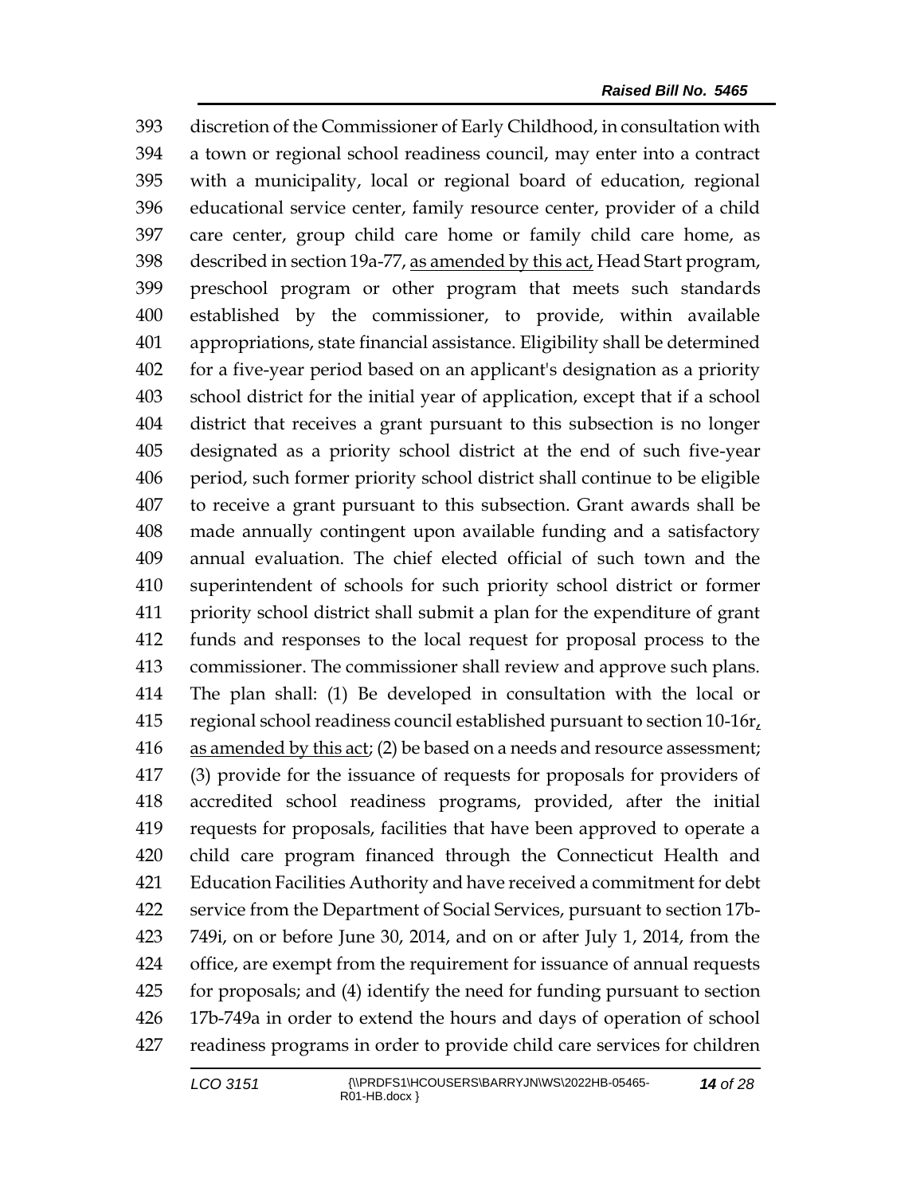discretion of the Commissioner of Early Childhood, in consultation with a town or regional school readiness council, may enter into a contract with a municipality, local or regional board of education, regional educational service center, family resource center, provider of a child care center, group child care home or family child care home, as described in section 19a-77, as amended by this act, Head Start program, preschool program or other program that meets such standards established by the commissioner, to provide, within available appropriations, state financial assistance. Eligibility shall be determined for a five-year period based on an applicant's designation as a priority school district for the initial year of application, except that if a school district that receives a grant pursuant to this subsection is no longer designated as a priority school district at the end of such five-year period, such former priority school district shall continue to be eligible to receive a grant pursuant to this subsection. Grant awards shall be made annually contingent upon available funding and a satisfactory annual evaluation. The chief elected official of such town and the superintendent of schools for such priority school district or former priority school district shall submit a plan for the expenditure of grant funds and responses to the local request for proposal process to the commissioner. The commissioner shall review and approve such plans. The plan shall: (1) Be developed in consultation with the local or regional school readiness council established pursuant to section 10-16r, as amended by this act; (2) be based on a needs and resource assessment; (3) provide for the issuance of requests for proposals for providers of accredited school readiness programs, provided, after the initial requests for proposals, facilities that have been approved to operate a child care program financed through the Connecticut Health and Education Facilities Authority and have received a commitment for debt service from the Department of Social Services, pursuant to section 17b-749i, on or before June 30, 2014, and on or after July 1, 2014, from the office, are exempt from the requirement for issuance of annual requests for proposals; and (4) identify the need for funding pursuant to section 17b-749a in order to extend the hours and days of operation of school readiness programs in order to provide child care services for children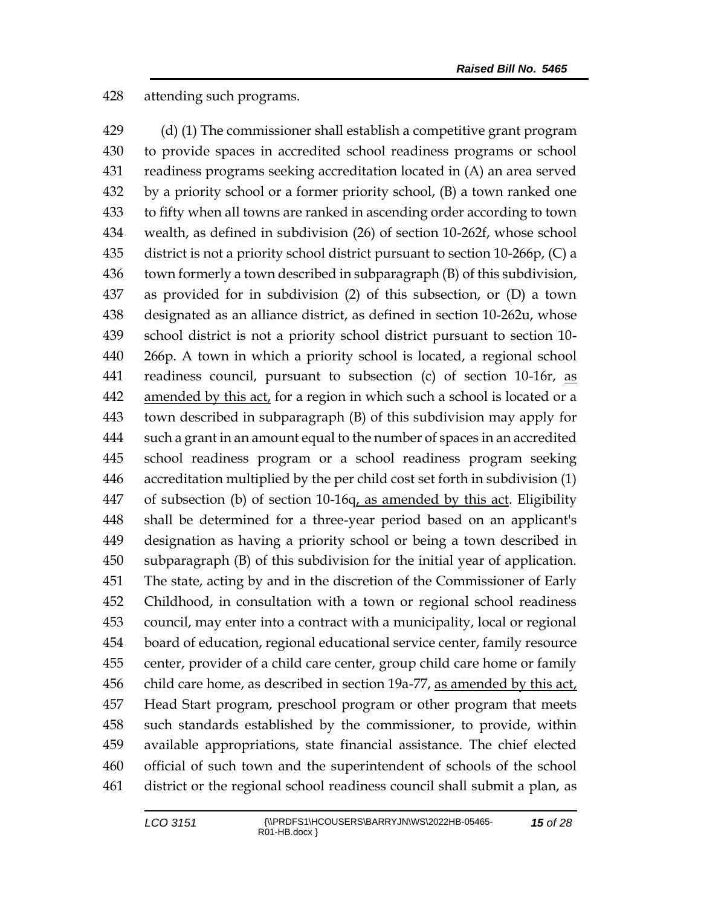attending such programs.

(d) (1) The commissioner shall establish a competitive grant program to provide spaces in accredited school readiness programs or school readiness programs seeking accreditation located in (A) an area served by a priority school or a former priority school, (B) a town ranked one to fifty when all towns are ranked in ascending order according to town wealth, as defined in subdivision (26) of section 10-262f, whose school district is not a priority school district pursuant to section 10-266p, (C) a town formerly a town described in subparagraph (B) of this subdivision, as provided for in subdivision (2) of this subsection, or (D) a town designated as an alliance district, as defined in section 10-262u, whose school district is not a priority school district pursuant to section 10-266p. A town in which a priority school is located, a regional school readiness council, pursuant to subsection (c) of section 10-16r, <u>as amended by this act,</u> for a region in which such a school is located or a town described in subparagraph (B) of this subdivision may apply for such a grant in an amount equal to the number of spaces in an accredited school readiness program or a school readiness program seeking accreditation multiplied by the per child cost set forth in subdivision (1) of subsection (b) of section 10-16q<u>, as amended by this act</u>. Eligibility shall be determined for a three-year period based on an applicant's designation as having a priority school or being a town described in subparagraph (B) of this subdivision for the initial year of application. The state, acting by and in the discretion of the Commissioner of Early Childhood, in consultation with a town or regional school readiness council, may enter into a contract with a municipality, local or regional board of education, regional educational service center, family resource center, provider of a child care center, group child care home or family child care home, as described in section 19a-77, <u>as amended by this act,</u> Head Start program, preschool program or other program that meets such standards established by the commissioner, to provide, within available appropriations, state financial assistance. The chief elected official of such town and the superintendent of schools of the school district or the regional school readiness council shall submit a plan, as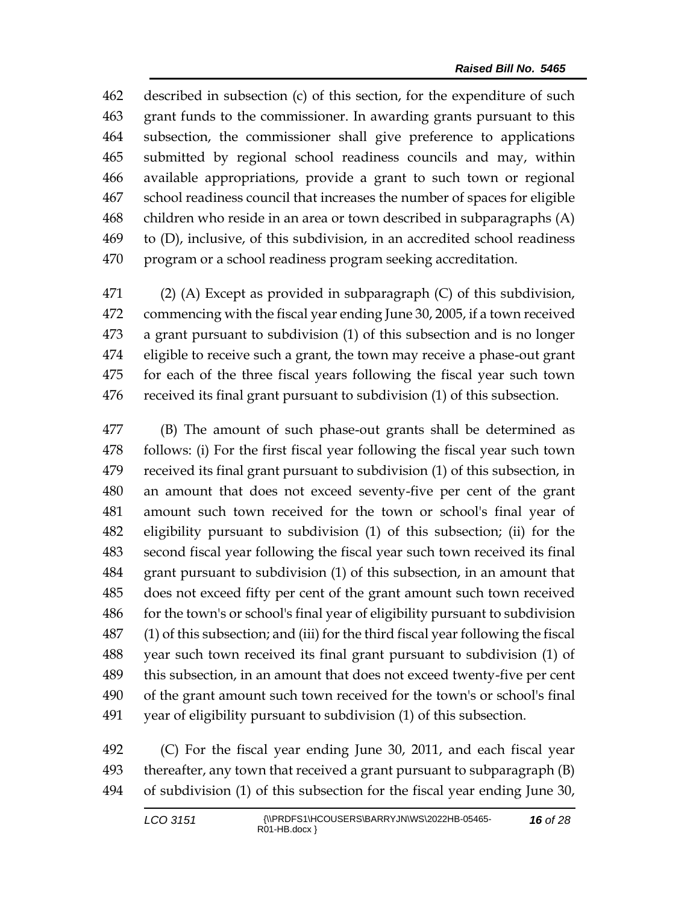described in subsection (c) of this section, for the expenditure of such grant funds to the commissioner. In awarding grants pursuant to this subsection, the commissioner shall give preference to applications submitted by regional school readiness councils and may, within available appropriations, provide a grant to such town or regional school readiness council that increases the number of spaces for eligible children who reside in an area or town described in subparagraphs (A) to (D), inclusive, of this subdivision, in an accredited school readiness program or a school readiness program seeking accreditation.

(2) (A) Except as provided in subparagraph (C) of this subdivision, commencing with the fiscal year ending June 30, 2005, if a town received a grant pursuant to subdivision (1) of this subsection and is no longer eligible to receive such a grant, the town may receive a phase-out grant for each of the three fiscal years following the fiscal year such town received its final grant pursuant to subdivision (1) of this subsection.

(B) The amount of such phase-out grants shall be determined as follows: (i) For the first fiscal year following the fiscal year such town received its final grant pursuant to subdivision (1) of this subsection, in an amount that does not exceed seventy-five per cent of the grant amount such town received for the town or school's final year of eligibility pursuant to subdivision (1) of this subsection; (ii) for the second fiscal year following the fiscal year such town received its final grant pursuant to subdivision (1) of this subsection, in an amount that does not exceed fifty per cent of the grant amount such town received for the town's or school's final year of eligibility pursuant to subdivision (1) of this subsection; and (iii) for the third fiscal year following the fiscal year such town received its final grant pursuant to subdivision (1) of this subsection, in an amount that does not exceed twenty-five per cent of the grant amount such town received for the town's or school's final year of eligibility pursuant to subdivision (1) of this subsection.

(C) For the fiscal year ending June 30, 2011, and each fiscal year thereafter, any town that received a grant pursuant to subparagraph (B) of subdivision (1) of this subsection for the fiscal year ending June 30,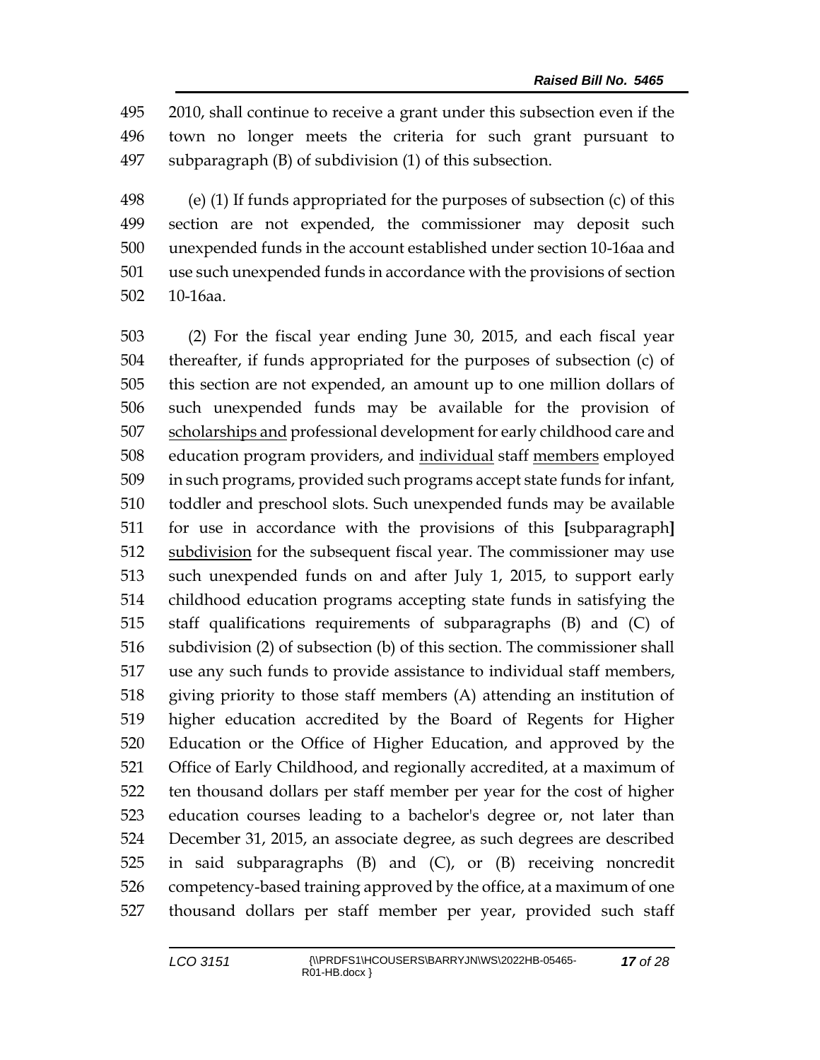2010, shall continue to receive a grant under this subsection even if the town no longer meets the criteria for such grant pursuant to subparagraph (B) of subdivision (1) of this subsection.

(e) (1) If funds appropriated for the purposes of subsection (c) of this section are not expended, the commissioner may deposit such unexpended funds in the account established under section 10-16aa and use such unexpended funds in accordance with the provisions of section 10-16aa.

(2) For the fiscal year ending June 30, 2015, and each fiscal year thereafter, if funds appropriated for the purposes of subsection (c) of this section are not expended, an amount up to one million dollars of such unexpended funds may be available for the provision of <u>scholarships and</u> professional development for early childhood care and education program providers, and <u>individual</u> staff <u>members</u> employed in such programs, provided such programs accept state funds for infant, toddler and preschool slots. Such unexpended funds may be available for use in accordance with the provisions of this **[**subparagraph**]** <u>subdivision</u> for the subsequent fiscal year. The commissioner may use such unexpended funds on and after July 1, 2015, to support early childhood education programs accepting state funds in satisfying the staff qualifications requirements of subparagraphs (B) and (C) of subdivision (2) of subsection (b) of this section. The commissioner shall use any such funds to provide assistance to individual staff members, giving priority to those staff members (A) attending an institution of higher education accredited by the Board of Regents for Higher Education or the Office of Higher Education, and approved by the Office of Early Childhood, and regionally accredited, at a maximum of ten thousand dollars per staff member per year for the cost of higher education courses leading to a bachelor's degree or, not later than December 31, 2015, an associate degree, as such degrees are described in said subparagraphs (B) and (C), or (B) receiving noncredit competency-based training approved by the office, at a maximum of one thousand dollars per staff member per year, provided such staff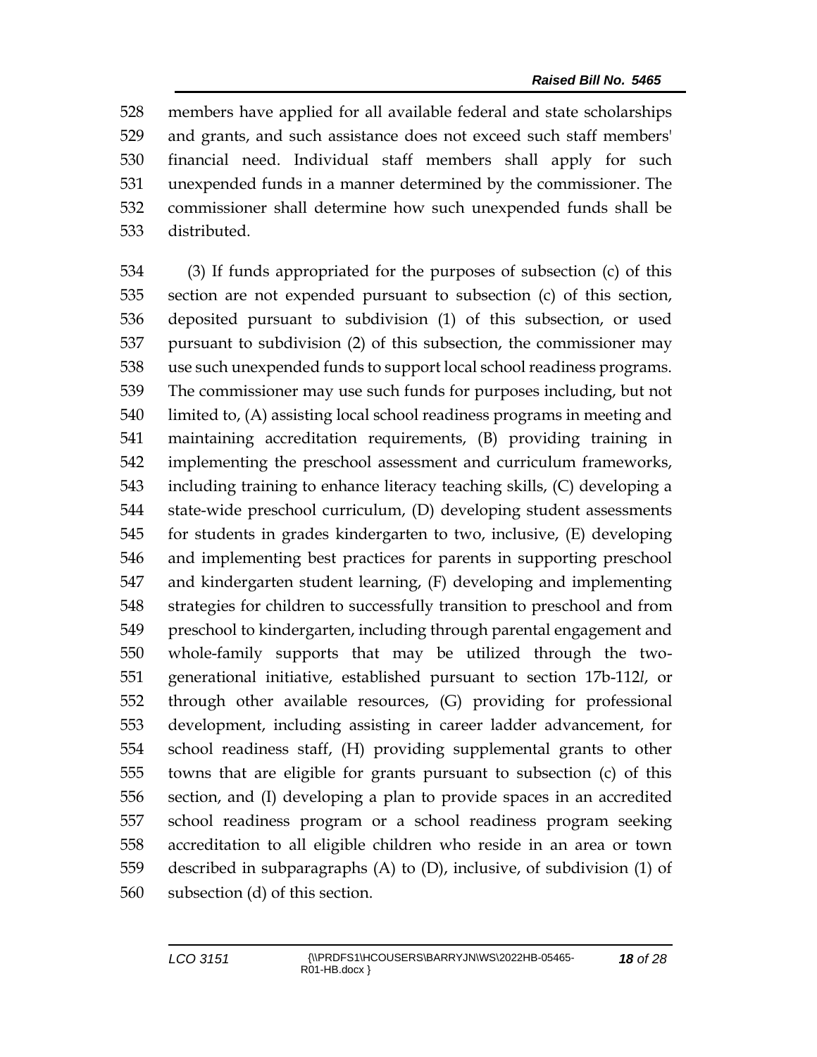members have applied for all available federal and state scholarships and grants, and such assistance does not exceed such staff members' financial need. Individual staff members shall apply for such unexpended funds in a manner determined by the commissioner. The commissioner shall determine how such unexpended funds shall be distributed.

(3) If funds appropriated for the purposes of subsection (c) of this section are not expended pursuant to subsection (c) of this section, deposited pursuant to subdivision (1) of this subsection, or used pursuant to subdivision (2) of this subsection, the commissioner may use such unexpended funds to support local school readiness programs. The commissioner may use such funds for purposes including, but not limited to, (A) assisting local school readiness programs in meeting and maintaining accreditation requirements, (B) providing training in implementing the preschool assessment and curriculum frameworks, including training to enhance literacy teaching skills, (C) developing a state-wide preschool curriculum, (D) developing student assessments for students in grades kindergarten to two, inclusive, (E) developing and implementing best practices for parents in supporting preschool and kindergarten student learning, (F) developing and implementing strategies for children to successfully transition to preschool and from preschool to kindergarten, including through parental engagement and whole-family supports that may be utilized through the two-generational initiative, established pursuant to section 17b-112*l*, or through other available resources, (G) providing for professional development, including assisting in career ladder advancement, for school readiness staff, (H) providing supplemental grants to other towns that are eligible for grants pursuant to subsection (c) of this section, and (I) developing a plan to provide spaces in an accredited school readiness program or a school readiness program seeking accreditation to all eligible children who reside in an area or town described in subparagraphs (A) to (D), inclusive, of subdivision (1) of subsection (d) of this section.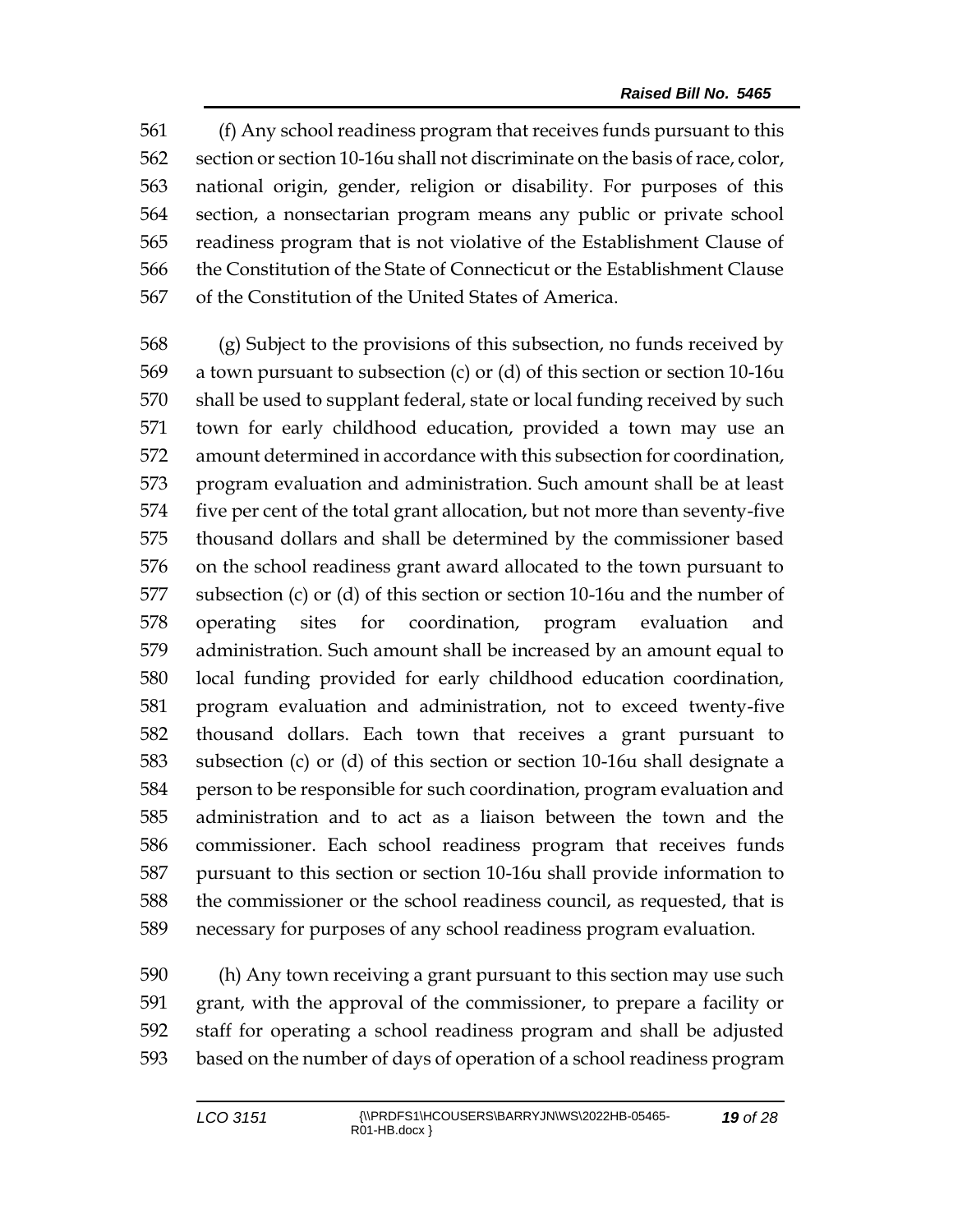(f) Any school readiness program that receives funds pursuant to this section or section 10-16u shall not discriminate on the basis of race, color, national origin, gender, religion or disability. For purposes of this section, a nonsectarian program means any public or private school readiness program that is not violative of the Establishment Clause of the Constitution of the State of Connecticut or the Establishment Clause of the Constitution of the United States of America.

(g) Subject to the provisions of this subsection, no funds received by a town pursuant to subsection (c) or (d) of this section or section 10-16u shall be used to supplant federal, state or local funding received by such town for early childhood education, provided a town may use an amount determined in accordance with this subsection for coordination, program evaluation and administration. Such amount shall be at least five per cent of the total grant allocation, but not more than seventy-five thousand dollars and shall be determined by the commissioner based on the school readiness grant award allocated to the town pursuant to subsection (c) or (d) of this section or section 10-16u and the number of operating sites for coordination, program evaluation and administration. Such amount shall be increased by an amount equal to local funding provided for early childhood education coordination, program evaluation and administration, not to exceed twenty-five thousand dollars. Each town that receives a grant pursuant to subsection (c) or (d) of this section or section 10-16u shall designate a person to be responsible for such coordination, program evaluation and administration and to act as a liaison between the town and the commissioner. Each school readiness program that receives funds pursuant to this section or section 10-16u shall provide information to the commissioner or the school readiness council, as requested, that is necessary for purposes of any school readiness program evaluation.

(h) Any town receiving a grant pursuant to this section may use such grant, with the approval of the commissioner, to prepare a facility or staff for operating a school readiness program and shall be adjusted based on the number of days of operation of a school readiness program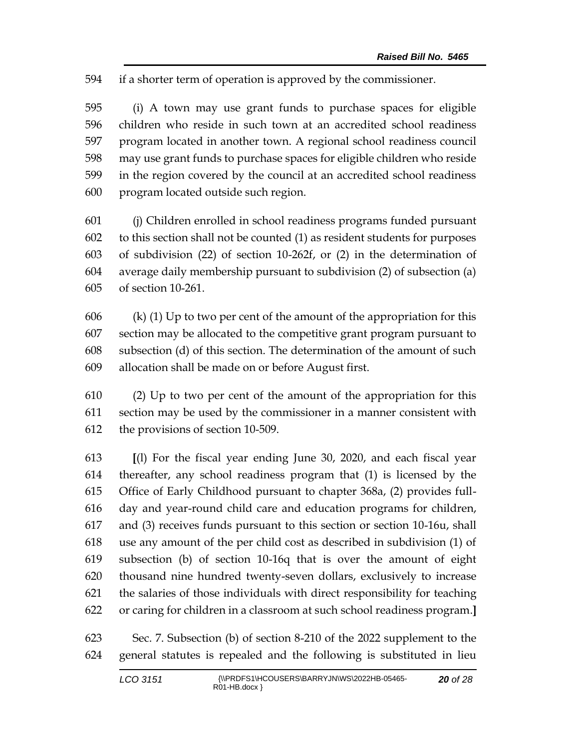if a shorter term of operation is approved by the commissioner.

(i) A town may use grant funds to purchase spaces for eligible children who reside in such town at an accredited school readiness program located in another town. A regional school readiness council may use grant funds to purchase spaces for eligible children who reside in the region covered by the council at an accredited school readiness program located outside such region.

(j) Children enrolled in school readiness programs funded pursuant to this section shall not be counted (1) as resident students for purposes of subdivision (22) of section 10-262f, or (2) in the determination of average daily membership pursuant to subdivision (2) of subsection (a) of section 10-261.

(k) (1) Up to two per cent of the amount of the appropriation for this section may be allocated to the competitive grant program pursuant to subsection (d) of this section. The determination of the amount of such allocation shall be made on or before August first.

(2) Up to two per cent of the amount of the appropriation for this section may be used by the commissioner in a manner consistent with the provisions of section 10-509.

**[**(l) For the fiscal year ending June 30, 2020, and each fiscal year thereafter, any school readiness program that (1) is licensed by the Office of Early Childhood pursuant to chapter 368a, (2) provides full-day and year-round child care and education programs for children, and (3) receives funds pursuant to this section or section 10-16u, shall use any amount of the per child cost as described in subdivision (1) of subsection (b) of section 10-16q that is over the amount of eight thousand nine hundred twenty-seven dollars, exclusively to increase the salaries of those individuals with direct responsibility for teaching or caring for children in a classroom at such school readiness program.**]**

Sec. 7. Subsection (b) of section 8-210 of the 2022 supplement to the general statutes is repealed and the following is substituted in lieu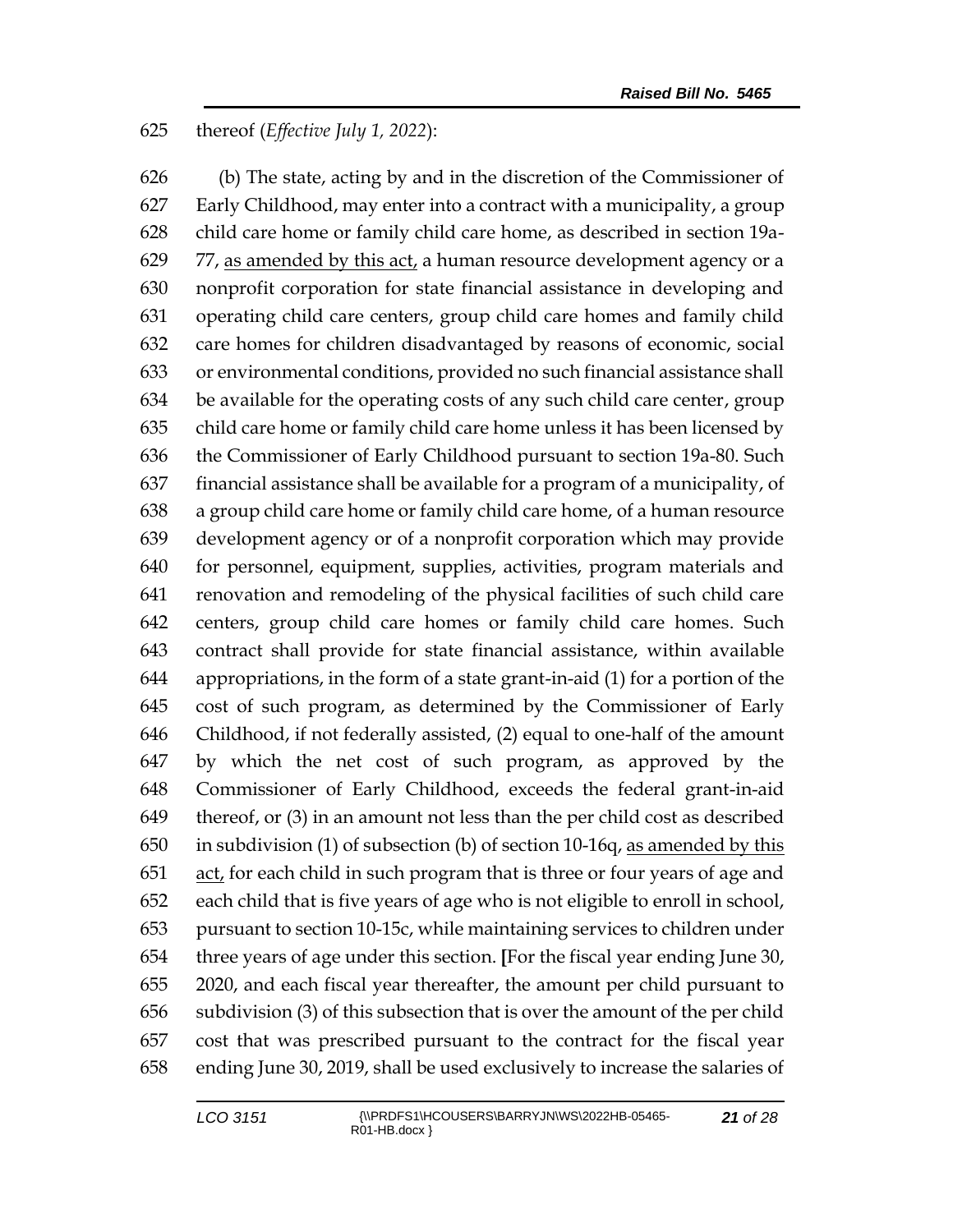thereof (*Effective July 1, 2022*):

(b) The state, acting by and in the discretion of the Commissioner of Early Childhood, may enter into a contract with a municipality, a group child care home or family child care home, as described in section 19a-77, <u>as amended by this act,</u> a human resource development agency or a nonprofit corporation for state financial assistance in developing and operating child care centers, group child care homes and family child care homes for children disadvantaged by reasons of economic, social or environmental conditions, provided no such financial assistance shall be available for the operating costs of any such child care center, group child care home or family child care home unless it has been licensed by the Commissioner of Early Childhood pursuant to section 19a-80. Such financial assistance shall be available for a program of a municipality, of a group child care home or family child care home, of a human resource development agency or of a nonprofit corporation which may provide for personnel, equipment, supplies, activities, program materials and renovation and remodeling of the physical facilities of such child care centers, group child care homes or family child care homes. Such contract shall provide for state financial assistance, within available appropriations, in the form of a state grant-in-aid (1) for a portion of the cost of such program, as determined by the Commissioner of Early Childhood, if not federally assisted, (2) equal to one-half of the amount by which the net cost of such program, as approved by the Commissioner of Early Childhood, exceeds the federal grant-in-aid thereof, or (3) in an amount not less than the per child cost as described in subdivision (1) of subsection (b) of section 10-16q, <u>as amended by this act,</u> for each child in such program that is three or four years of age and each child that is five years of age who is not eligible to enroll in school, pursuant to section 10-15c, while maintaining services to children under three years of age under this section. **[**For the fiscal year ending June 30, 2020, and each fiscal year thereafter, the amount per child pursuant to subdivision (3) of this subsection that is over the amount of the per child cost that was prescribed pursuant to the contract for the fiscal year ending June 30, 2019, shall be used exclusively to increase the salaries of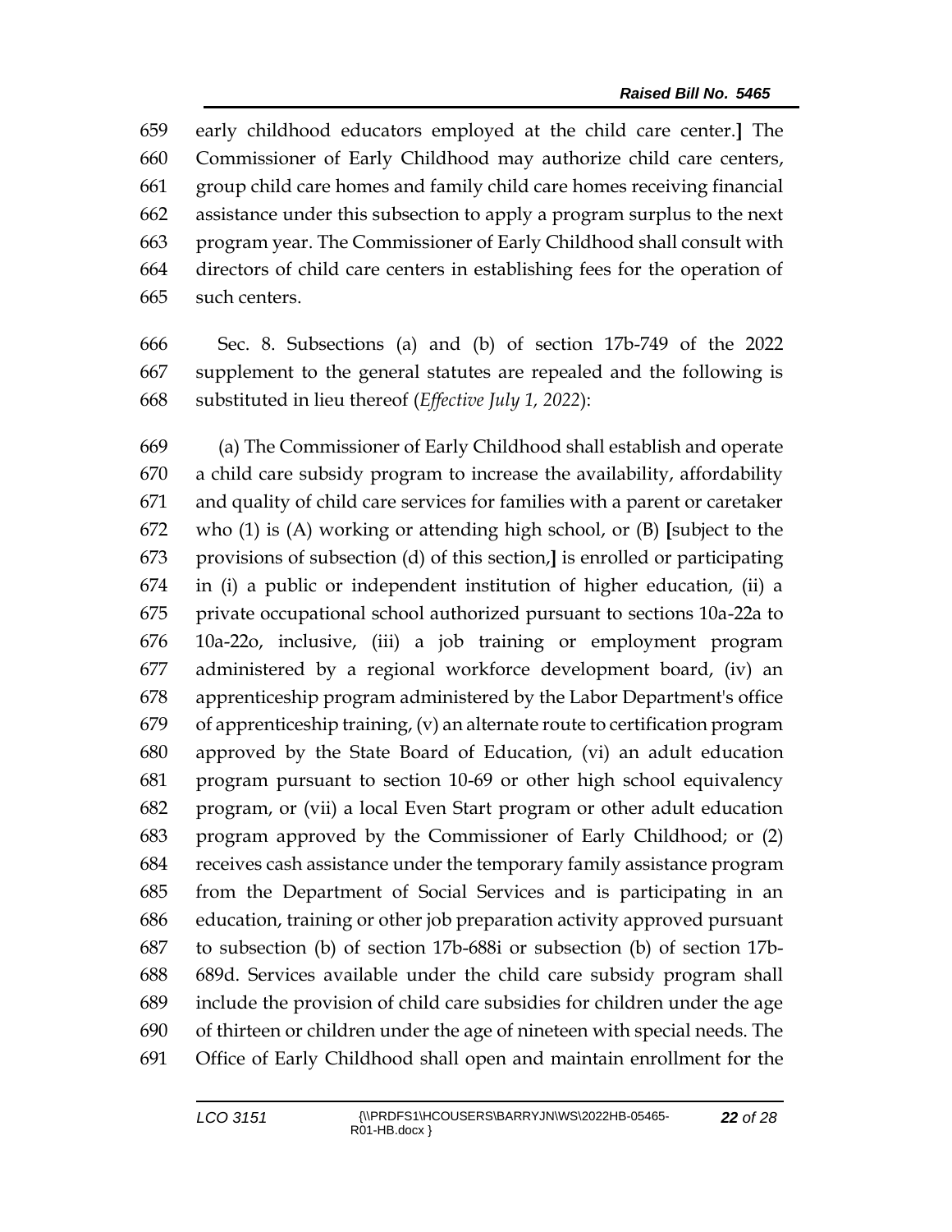early childhood educators employed at the child care center.] The Commissioner of Early Childhood may authorize child care centers, group child care homes and family child care homes receiving financial assistance under this subsection to apply a program surplus to the next program year. The Commissioner of Early Childhood shall consult with directors of child care centers in establishing fees for the operation of such centers.

Sec. 8. Subsections (a) and (b) of section 17b-749 of the 2022 supplement to the general statutes are repealed and the following is substituted in lieu thereof (*Effective July 1, 2022*):

(a) The Commissioner of Early Childhood shall establish and operate a child care subsidy program to increase the availability, affordability and quality of child care services for families with a parent or caretaker who (1) is (A) working or attending high school, or (B) [subject to the provisions of subsection (d) of this section,] is enrolled or participating in (i) a public or independent institution of higher education, (ii) a private occupational school authorized pursuant to sections 10a-22a to 10a-22o, inclusive, (iii) a job training or employment program administered by a regional workforce development board, (iv) an apprenticeship program administered by the Labor Department's office of apprenticeship training, (v) an alternate route to certification program approved by the State Board of Education, (vi) an adult education program pursuant to section 10-69 or other high school equivalency program, or (vii) a local Even Start program or other adult education program approved by the Commissioner of Early Childhood; or (2) receives cash assistance under the temporary family assistance program from the Department of Social Services and is participating in an education, training or other job preparation activity approved pursuant to subsection (b) of section 17b-688i or subsection (b) of section 17b-689d. Services available under the child care subsidy program shall include the provision of child care subsidies for children under the age of thirteen or children under the age of nineteen with special needs. The Office of Early Childhood shall open and maintain enrollment for the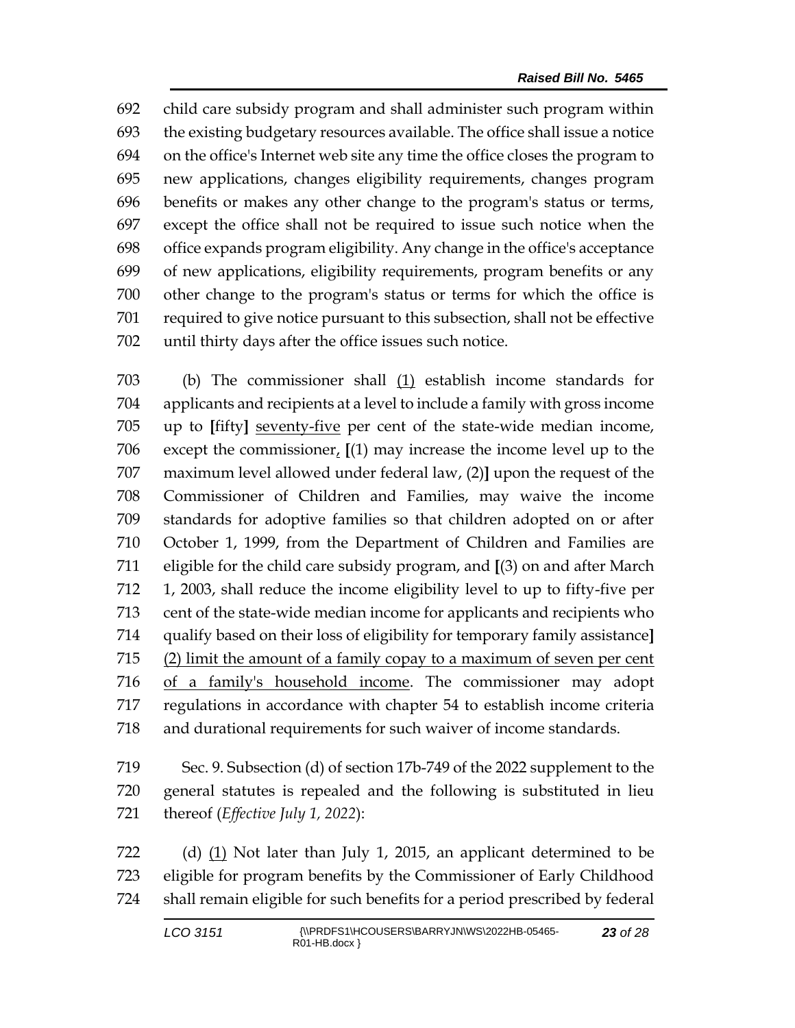692 child care subsidy program and shall administer such program within
693 the existing budgetary resources available. The office shall issue a notice
694 on the office's Internet web site any time the office closes the program to
695 new applications, changes eligibility requirements, changes program
696 benefits or makes any other change to the program's status or terms,
697 except the office shall not be required to issue such notice when the
698 office expands program eligibility. Any change in the office's acceptance
699 of new applications, eligibility requirements, program benefits or any
700 other change to the program's status or terms for which the office is
701 required to give notice pursuant to this subsection, shall not be effective
702 until thirty days after the office issues such notice.

703 (b) The commissioner shall <u>(1)</u> establish income standards for
704 applicants and recipients at a level to include a family with gross income
705 up to **[**fifty**]** <u>seventy-five</u> per cent of the state-wide median income,
706 except the commissioner<u>,</u> **[**(1) may increase the income level up to the
707 maximum level allowed under federal law, (2)**]** upon the request of the
708 Commissioner of Children and Families, may waive the income
709 standards for adoptive families so that children adopted on or after
710 October 1, 1999, from the Department of Children and Families are
711 eligible for the child care subsidy program, and **[**(3) on and after March
712 1, 2003, shall reduce the income eligibility level to up to fifty-five per
713 cent of the state-wide median income for applicants and recipients who
714 qualify based on their loss of eligibility for temporary family assistance**]**
715 <u>(2) limit the amount of a family copay to a maximum of seven per cent</u>
716 <u>of a family's household income</u>. The commissioner may adopt
717 regulations in accordance with chapter 54 to establish income criteria
718 and durational requirements for such waiver of income standards.

719 Sec. 9. Subsection (d) of section 17b-749 of the 2022 supplement to the
720 general statutes is repealed and the following is substituted in lieu
721 thereof (*Effective July 1, 2022*):

722 (d) <u>(1)</u> Not later than July 1, 2015, an applicant determined to be
723 eligible for program benefits by the Commissioner of Early Childhood
724 shall remain eligible for such benefits for a period prescribed by federal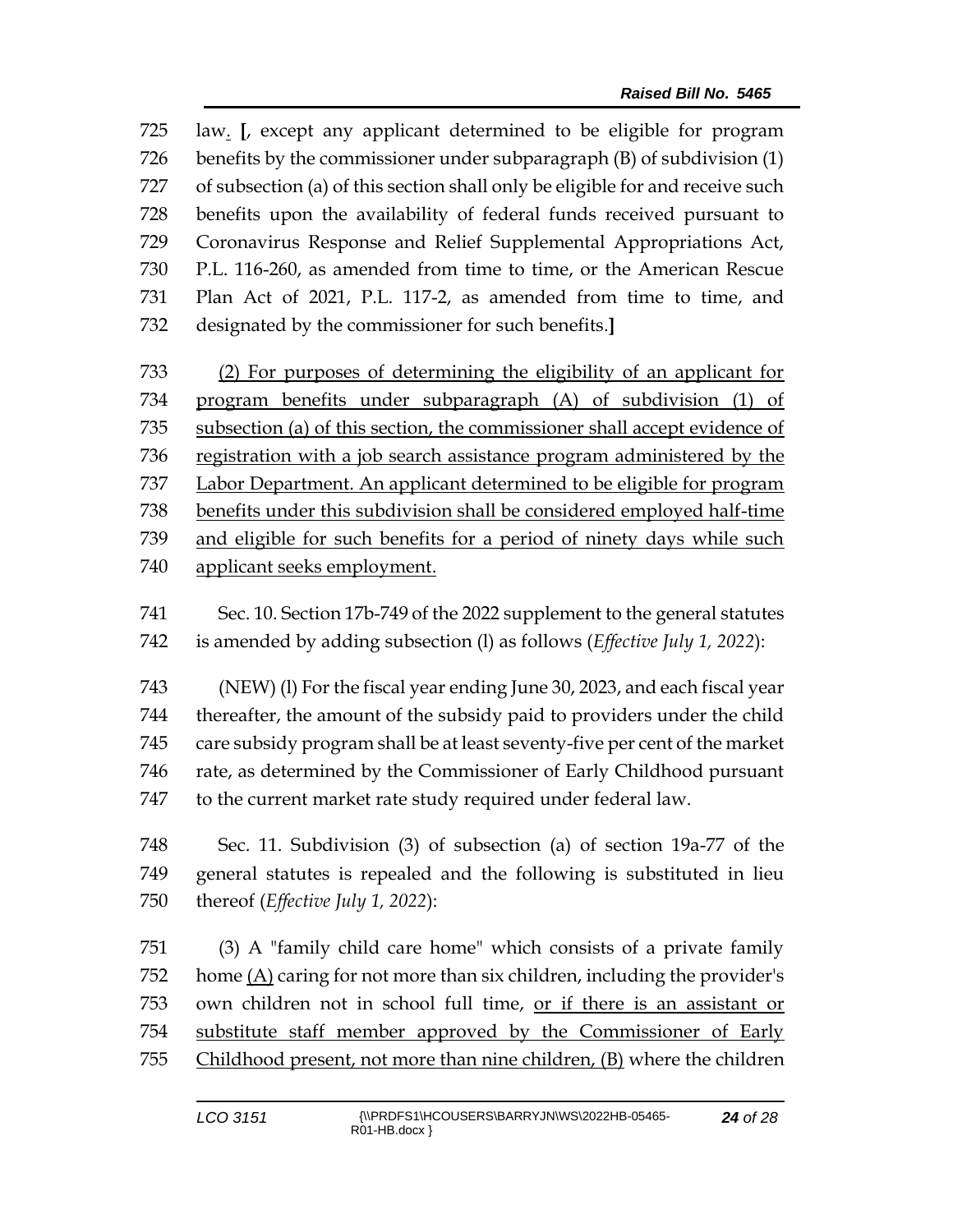725 law. [, except any applicant determined to be eligible for program
726 benefits by the commissioner under subparagraph (B) of subdivision (1)
727 of subsection (a) of this section shall only be eligible for and receive such
728 benefits upon the availability of federal funds received pursuant to
729 Coronavirus Response and Relief Supplemental Appropriations Act,
730 P.L. 116-260, as amended from time to time, or the American Rescue
731 Plan Act of 2021, P.L. 117-2, as amended from time to time, and
732 designated by the commissioner for such benefits.]

733 <u>(2) For purposes of determining the eligibility of an applicant for</u>
734 <u>program benefits under subparagraph (A) of subdivision (1) of</u>
735 <u>subsection (a) of this section, the commissioner shall accept evidence of</u>
736 <u>registration with a job search assistance program administered by the</u>
737 <u>Labor Department. An applicant determined to be eligible for program</u>
738 <u>benefits under this subdivision shall be considered employed half-time</u>
739 <u>and eligible for such benefits for a period of ninety days while such</u>
740 <u>applicant seeks employment.</u>

741 Sec. 10. Section 17b-749 of the 2022 supplement to the general statutes
742 is amended by adding subsection (l) as follows (*Effective July 1, 2022*):

743 (NEW) (l) For the fiscal year ending June 30, 2023, and each fiscal year
744 thereafter, the amount of the subsidy paid to providers under the child
745 care subsidy program shall be at least seventy-five per cent of the market
746 rate, as determined by the Commissioner of Early Childhood pursuant
747 to the current market rate study required under federal law.

748 Sec. 11. Subdivision (3) of subsection (a) of section 19a-77 of the
749 general statutes is repealed and the following is substituted in lieu
750 thereof (*Effective July 1, 2022*):

751 (3) A "family child care home" which consists of a private family
752 home <u>(A)</u> caring for not more than six children, including the provider's
753 own children not in school full time, <u>or if there is an assistant or</u>
754 <u>substitute staff member approved by the Commissioner of Early</u>
755 <u>Childhood present, not more than nine children, (B)</u> where the children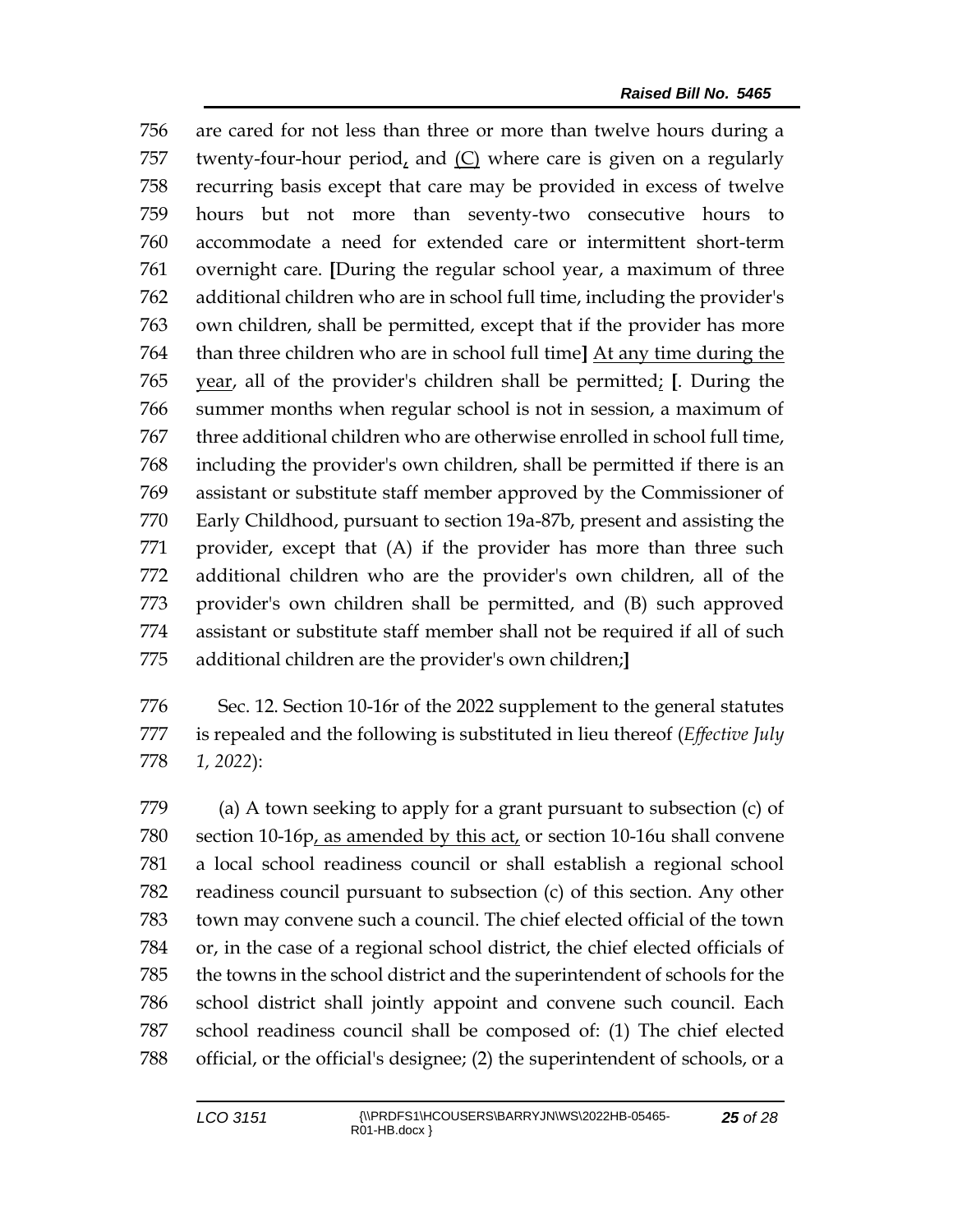756 are cared for not less than three or more than twelve hours during a
757 twenty-four-hour period, and <u>(C)</u> where care is given on a regularly
758 recurring basis except that care may be provided in excess of twelve
759 hours but not more than seventy-two consecutive hours to
760 accommodate a need for extended care or intermittent short-term
761 overnight care. **[**During the regular school year, a maximum of three
762 additional children who are in school full time, including the provider's
763 own children, shall be permitted, except that if the provider has more
764 than three children who are in school full time**]** <u>At any time during the</u>
765 <u>year</u>, all of the provider's children shall be permitted<u>;</u> **[**. During the
766 summer months when regular school is not in session, a maximum of
767 three additional children who are otherwise enrolled in school full time,
768 including the provider's own children, shall be permitted if there is an
769 assistant or substitute staff member approved by the Commissioner of
770 Early Childhood, pursuant to section 19a-87b, present and assisting the
771 provider, except that (A) if the provider has more than three such
772 additional children who are the provider's own children, all of the
773 provider's own children shall be permitted, and (B) such approved
774 assistant or substitute staff member shall not be required if all of such
775 additional children are the provider's own children;**]**

776 Sec. 12. Section 10-16r of the 2022 supplement to the general statutes
777 is repealed and the following is substituted in lieu thereof (*Effective July*
778 *1, 2022*):

779 (a) A town seeking to apply for a grant pursuant to subsection (c) of
780 section 10-16p<u>, as amended by this act,</u> or section 10-16u shall convene
781 a local school readiness council or shall establish a regional school
782 readiness council pursuant to subsection (c) of this section. Any other
783 town may convene such a council. The chief elected official of the town
784 or, in the case of a regional school district, the chief elected officials of
785 the towns in the school district and the superintendent of schools for the
786 school district shall jointly appoint and convene such council. Each
787 school readiness council shall be composed of: (1) The chief elected
788 official, or the official's designee; (2) the superintendent of schools, or a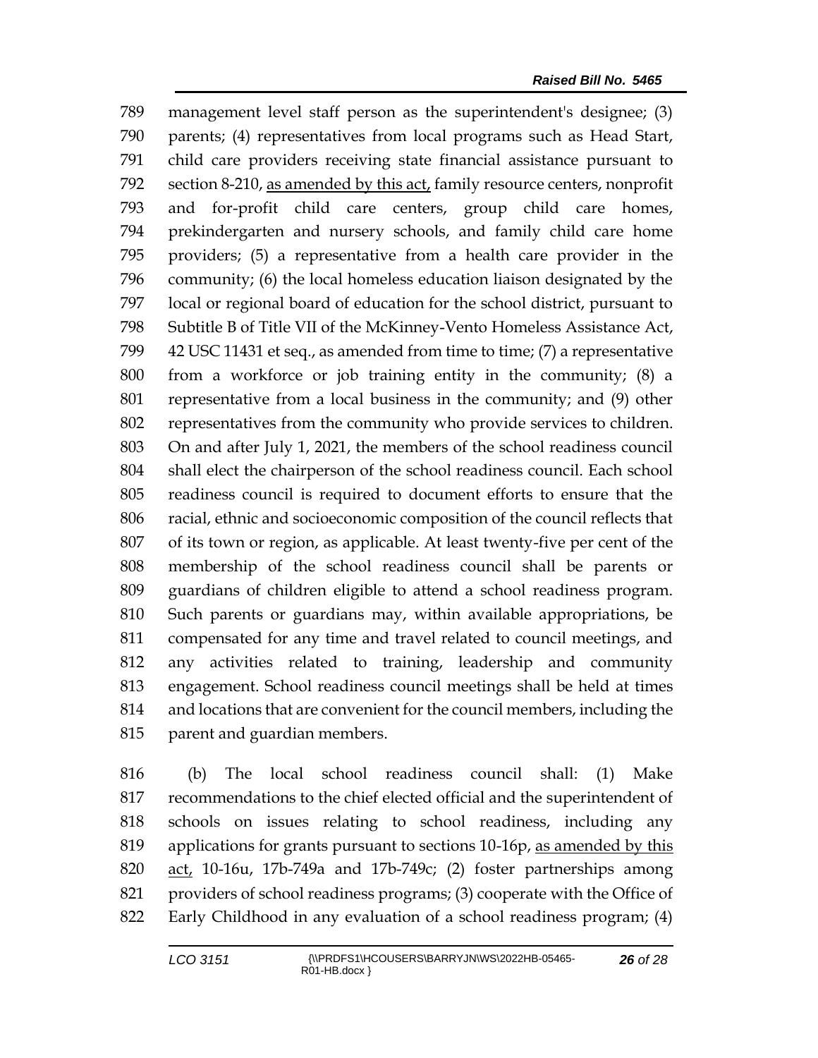management level staff person as the superintendent's designee; (3) parents; (4) representatives from local programs such as Head Start, child care providers receiving state financial assistance pursuant to section 8-210, <u>as amended by this act,</u> family resource centers, nonprofit and for-profit child care centers, group child care homes, prekindergarten and nursery schools, and family child care home providers; (5) a representative from a health care provider in the community; (6) the local homeless education liaison designated by the local or regional board of education for the school district, pursuant to Subtitle B of Title VII of the McKinney-Vento Homeless Assistance Act, 42 USC 11431 et seq., as amended from time to time; (7) a representative from a workforce or job training entity in the community; (8) a representative from a local business in the community; and (9) other representatives from the community who provide services to children. On and after July 1, 2021, the members of the school readiness council shall elect the chairperson of the school readiness council. Each school readiness council is required to document efforts to ensure that the racial, ethnic and socioeconomic composition of the council reflects that of its town or region, as applicable. At least twenty-five per cent of the membership of the school readiness council shall be parents or guardians of children eligible to attend a school readiness program. Such parents or guardians may, within available appropriations, be compensated for any time and travel related to council meetings, and any activities related to training, leadership and community engagement. School readiness council meetings shall be held at times and locations that are convenient for the council members, including the parent and guardian members.

(b) The local school readiness council shall: (1) Make recommendations to the chief elected official and the superintendent of schools on issues relating to school readiness, including any applications for grants pursuant to sections 10-16p, <u>as amended by this act,</u> 10-16u, 17b-749a and 17b-749c; (2) foster partnerships among providers of school readiness programs; (3) cooperate with the Office of Early Childhood in any evaluation of a school readiness program; (4)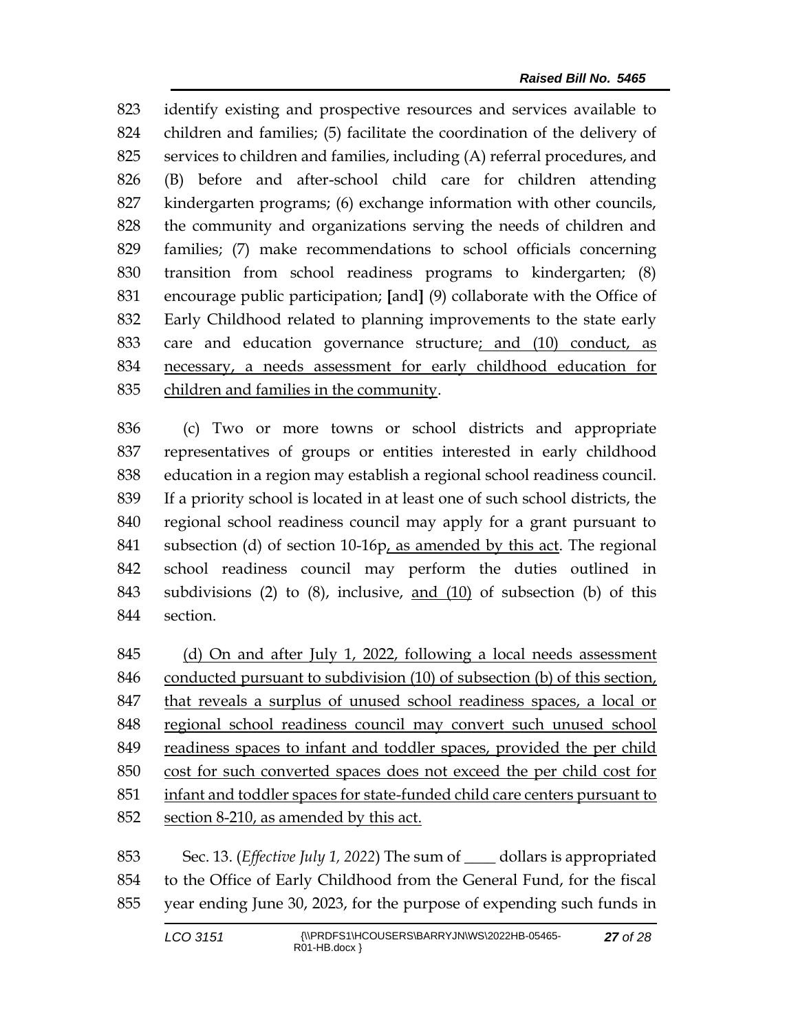identify existing and prospective resources and services available to children and families; (5) facilitate the coordination of the delivery of services to children and families, including (A) referral procedures, and (B) before and after-school child care for children attending kindergarten programs; (6) exchange information with other councils, the community and organizations serving the needs of children and families; (7) make recommendations to school officials concerning transition from school readiness programs to kindergarten; (8) encourage public participation; [and] (9) collaborate with the Office of Early Childhood related to planning improvements to the state early care and education governance structure; and (10) conduct, as necessary, a needs assessment for early childhood education for children and families in the community.

(c) Two or more towns or school districts and appropriate representatives of groups or entities interested in early childhood education in a region may establish a regional school readiness council. If a priority school is located in at least one of such school districts, the regional school readiness council may apply for a grant pursuant to subsection (d) of section 10-16p, as amended by this act. The regional school readiness council may perform the duties outlined in subdivisions (2) to (8), inclusive, and (10) of subsection (b) of this section.

(d) On and after July 1, 2022, following a local needs assessment conducted pursuant to subdivision (10) of subsection (b) of this section, that reveals a surplus of unused school readiness spaces, a local or regional school readiness council may convert such unused school readiness spaces to infant and toddler spaces, provided the per child cost for such converted spaces does not exceed the per child cost for infant and toddler spaces for state-funded child care centers pursuant to section 8-210, as amended by this act.

Sec. 13. (*Effective July 1, 2022*) The sum of ____ dollars is appropriated to the Office of Early Childhood from the General Fund, for the fiscal year ending June 30, 2023, for the purpose of expending such funds in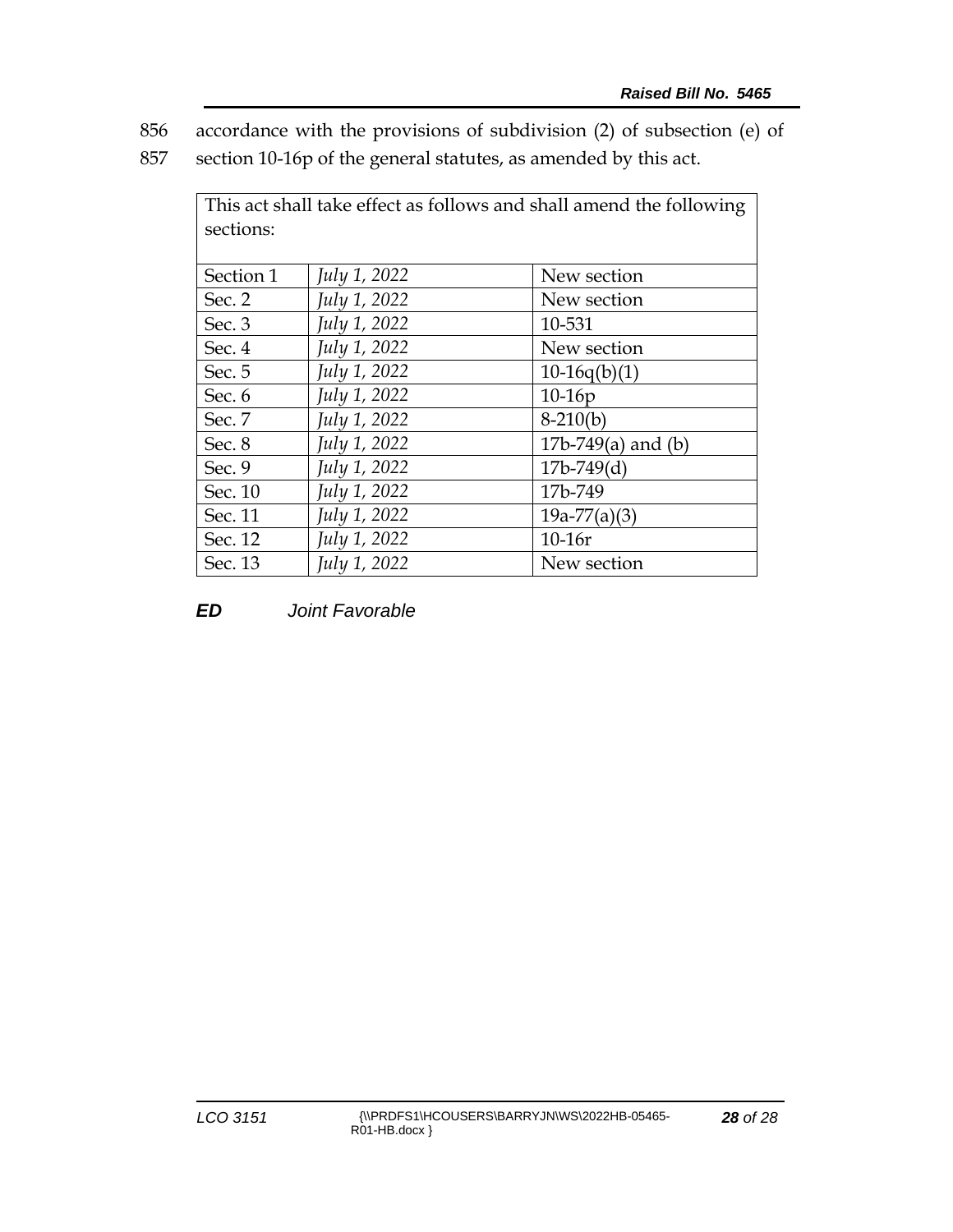856 accordance with the provisions of subdivision (2) of subsection (e) of
857 section 10-16p of the general statutes, as amended by this act.

This act shall take effect as follows and shall amend the following sections:

| | | |
|---|---|---|
| Section 1 | *July 1, 2022* | New section |
| Sec. 2 | *July 1, 2022* | New section |
| Sec. 3 | *July 1, 2022* | 10-531 |
| Sec. 4 | *July 1, 2022* | New section |
| Sec. 5 | *July 1, 2022* | 10-16q(b)(1) |
| Sec. 6 | *July 1, 2022* | 10-16p |
| Sec. 7 | *July 1, 2022* | 8-210(b) |
| Sec. 8 | *July 1, 2022* | 17b-749(a) and (b) |
| Sec. 9 | *July 1, 2022* | 17b-749(d) |
| Sec. 10 | *July 1, 2022* | 17b-749 |
| Sec. 11 | *July 1, 2022* | 19a-77(a)(3) |
| Sec. 12 | *July 1, 2022* | 10-16r |
| Sec. 13 | *July 1, 2022* | New section |

***ED*** *Joint Favorable*